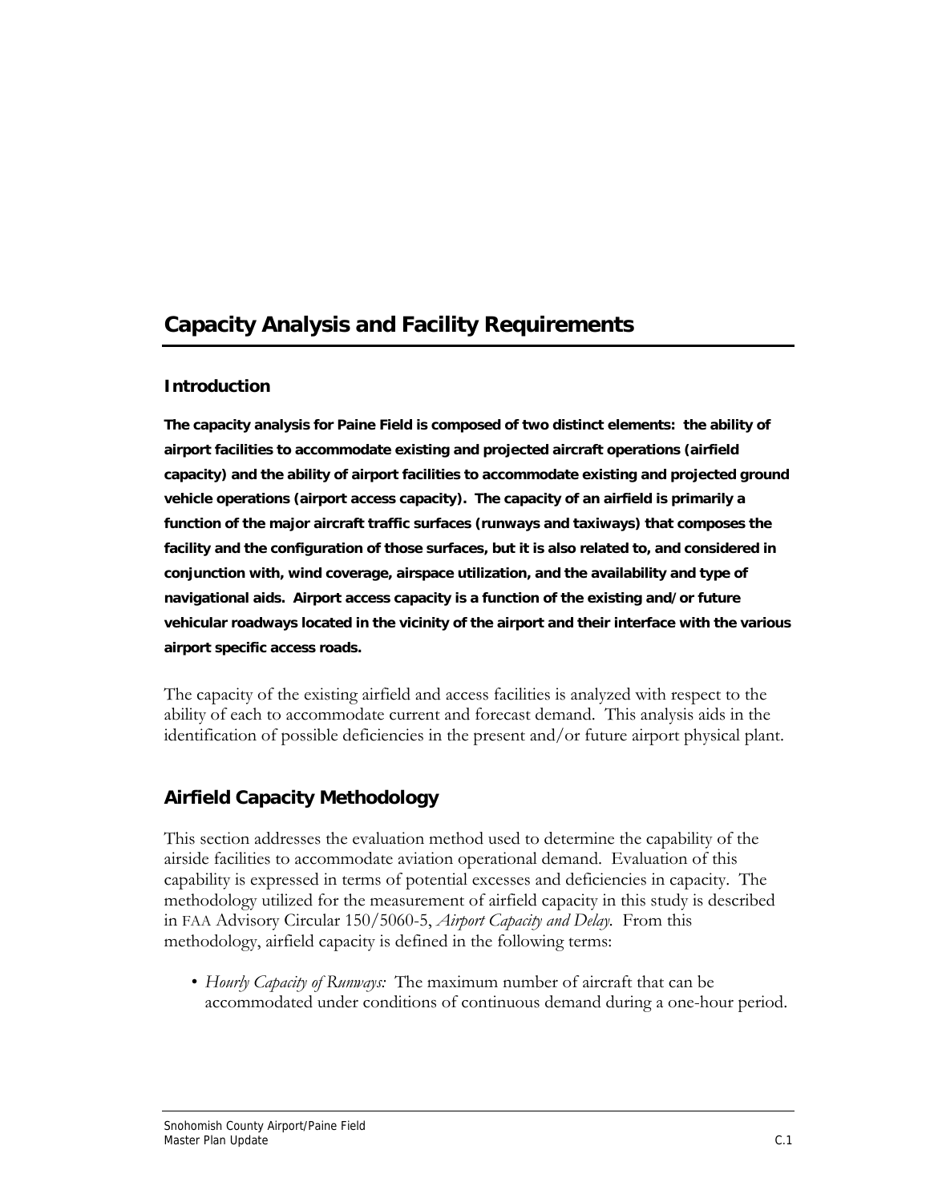# Capacity Analysis and Facility Requirements

## Introduction

**The capacity analysis for Paine Field is composed of two distinct elements: the ability of airport facilities to accommodate existing and projected aircraft operations (airfield capacity) and the ability of airport facilities to accommodate existing and projected ground vehicle operations (airport access capacity). The capacity of an airfield is primarily a function of the major aircraft traffic surfaces (runways and taxiways) that composes the facility and the configuration of those surfaces, but it is also related to, and considered in conjunction with, wind coverage, airspace utilization, and the availability and type of navigational aids. Airport access capacity is a function of the existing and/or future vehicular roadways located in the vicinity of the airport and their interface with the various airport specific access roads.**

The capacity of the existing airfield and access facilities is analyzed with respect to the ability of each to accommodate current and forecast demand. This analysis aids in the identification of possible deficiencies in the present and/or future airport physical plant.

## Airfield Capacity Methodology

This section addresses the evaluation method used to determine the capability of the airside facilities to accommodate aviation operational demand. Evaluation of this capability is expressed in terms of potential excesses and deficiencies in capacity. The methodology utilized for the measurement of airfield capacity in this study is described in FAA Advisory Circular 150/5060-5, *Airport Capacity and Delay.* From this methodology, airfield capacity is defined in the following terms:

- *Hourly Capacity of Runways:* The maximum number of aircraft that can be accommodated under conditions of continuous demand during a one-hour period.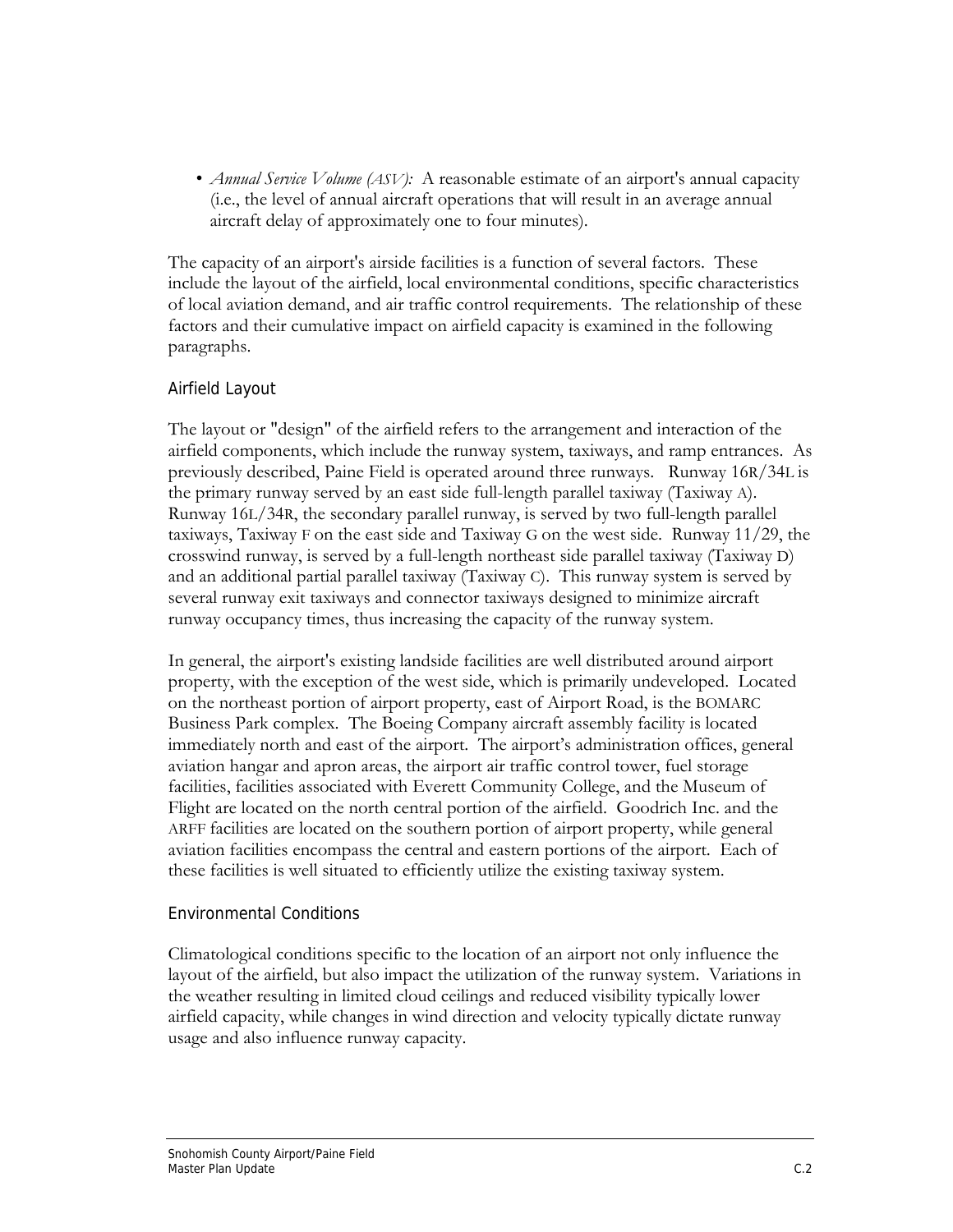- *Annual Service Volume (ASV):* A reasonable estimate of an airport's annual capacity (i.e., the level of annual aircraft operations that will result in an average annual aircraft delay of approximately one to four minutes).

The capacity of an airport's airside facilities is a function of several factors. These include the layout of the airfield, local environmental conditions, specific characteristics of local aviation demand, and air traffic control requirements. The relationship of these factors and their cumulative impact on airfield capacity is examined in the following paragraphs.

### Airfield Layout

The layout or "design" of the airfield refers to the arrangement and interaction of the airfield components, which include the runway system, taxiways, and ramp entrances. As previously described, Paine Field is operated around three runways. Runway 16R/34L is the primary runway served by an east side full-length parallel taxiway (Taxiway A). Runway 16L/34R, the secondary parallel runway, is served by two full-length parallel taxiways, Taxiway F on the east side and Taxiway G on the west side. Runway 11/29, the crosswind runway, is served by a full-length northeast side parallel taxiway (Taxiway D) and an additional partial parallel taxiway (Taxiway C). This runway system is served by several runway exit taxiways and connector taxiways designed to minimize aircraft runway occupancy times, thus increasing the capacity of the runway system.

In general, the airport's existing landside facilities are well distributed around airport property, with the exception of the west side, which is primarily undeveloped. Located on the northeast portion of airport property, east of Airport Road, is the BOMARC Business Park complex. The Boeing Company aircraft assembly facility is located immediately north and east of the airport. The airport's administration offices, general aviation hangar and apron areas, the airport air traffic control tower, fuel storage facilities, facilities associated with Everett Community College, and the Museum of Flight are located on the north central portion of the airfield. Goodrich Inc. and the ARFF facilities are located on the southern portion of airport property, while general aviation facilities encompass the central and eastern portions of the airport. Each of these facilities is well situated to efficiently utilize the existing taxiway system.

### Environmental Conditions

Climatological conditions specific to the location of an airport not only influence the layout of the airfield, but also impact the utilization of the runway system. Variations in the weather resulting in limited cloud ceilings and reduced visibility typically lower airfield capacity, while changes in wind direction and velocity typically dictate runway usage and also influence runway capacity.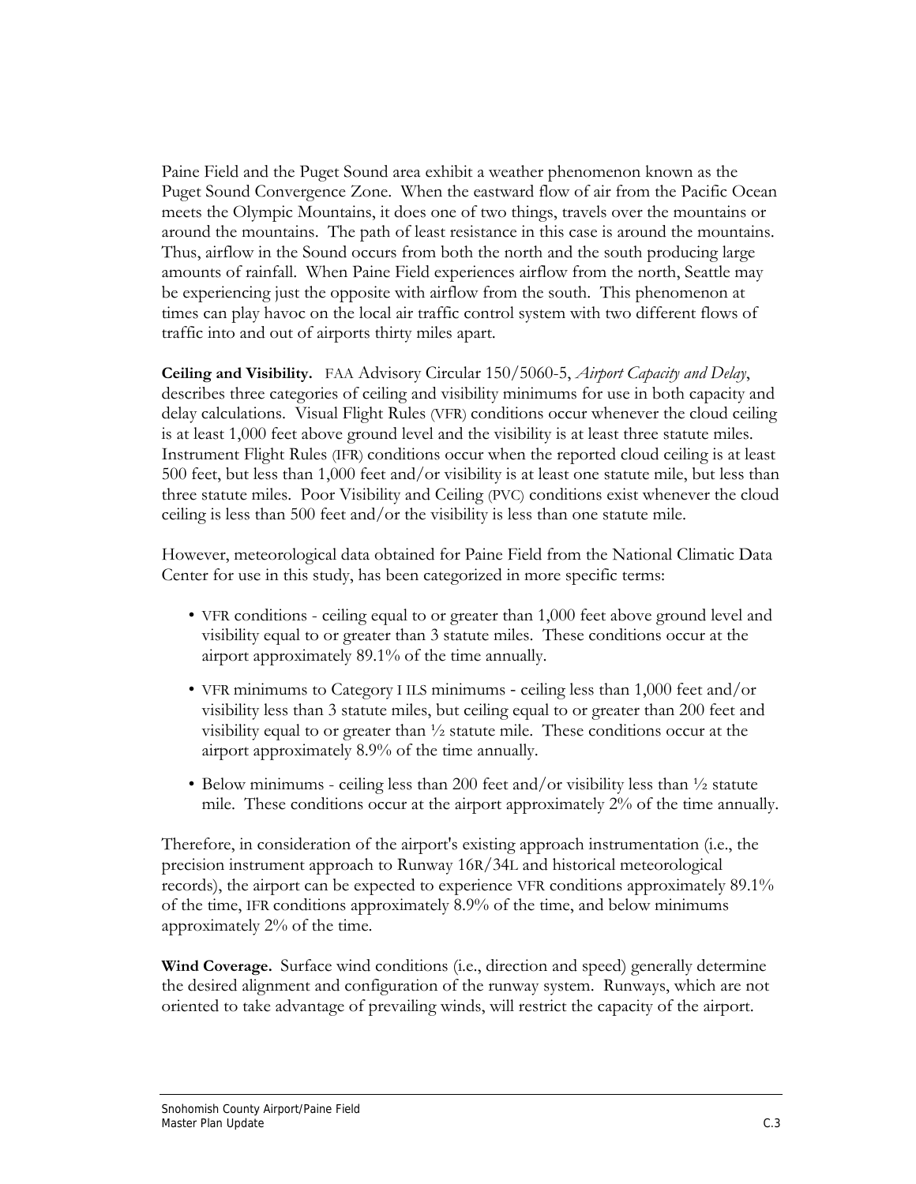Paine Field and the Puget Sound area exhibit a weather phenomenon known as the Puget Sound Convergence Zone. When the eastward flow of air from the Pacific Ocean meets the Olympic Mountains, it does one of two things, travels over the mountains or around the mountains. The path of least resistance in this case is around the mountains. Thus, airflow in the Sound occurs from both the north and the south producing large amounts of rainfall. When Paine Field experiences airflow from the north, Seattle may be experiencing just the opposite with airflow from the south. This phenomenon at times can play havoc on the local air traffic control system with two different flows of traffic into and out of airports thirty miles apart.

**Ceiling and Visibility.** FAA Advisory Circular 150/5060-5, *Airport Capacity and Delay*, describes three categories of ceiling and visibility minimums for use in both capacity and delay calculations. Visual Flight Rules (VFR) conditions occur whenever the cloud ceiling is at least 1,000 feet above ground level and the visibility is at least three statute miles. Instrument Flight Rules (IFR) conditions occur when the reported cloud ceiling is at least 500 feet, but less than 1,000 feet and/or visibility is at least one statute mile, but less than three statute miles. Poor Visibility and Ceiling (PVC) conditions exist whenever the cloud ceiling is less than 500 feet and/or the visibility is less than one statute mile.

However, meteorological data obtained for Paine Field from the National Climatic Data Center for use in this study, has been categorized in more specific terms:

- VFR conditions - ceiling equal to or greater than 1,000 feet above ground level and visibility equal to or greater than 3 statute miles. These conditions occur at the airport approximately 89.1% of the time annually.
- VFR minimums to Category I ILS minimums - ceiling less than 1,000 feet and/or visibility less than 3 statute miles, but ceiling equal to or greater than 200 feet and visibility equal to or greater than ½ statute mile. These conditions occur at the airport approximately 8.9% of the time annually.
- Below minimums - ceiling less than 200 feet and/or visibility less than ½ statute mile. These conditions occur at the airport approximately 2% of the time annually.

Therefore, in consideration of the airport's existing approach instrumentation (i.e., the precision instrument approach to Runway 16R/34L and historical meteorological records), the airport can be expected to experience VFR conditions approximately 89.1% of the time, IFR conditions approximately 8.9% of the time, and below minimums approximately 2% of the time.

**Wind Coverage.** Surface wind conditions (i.e., direction and speed) generally determine the desired alignment and configuration of the runway system. Runways, which are not oriented to take advantage of prevailing winds, will restrict the capacity of the airport.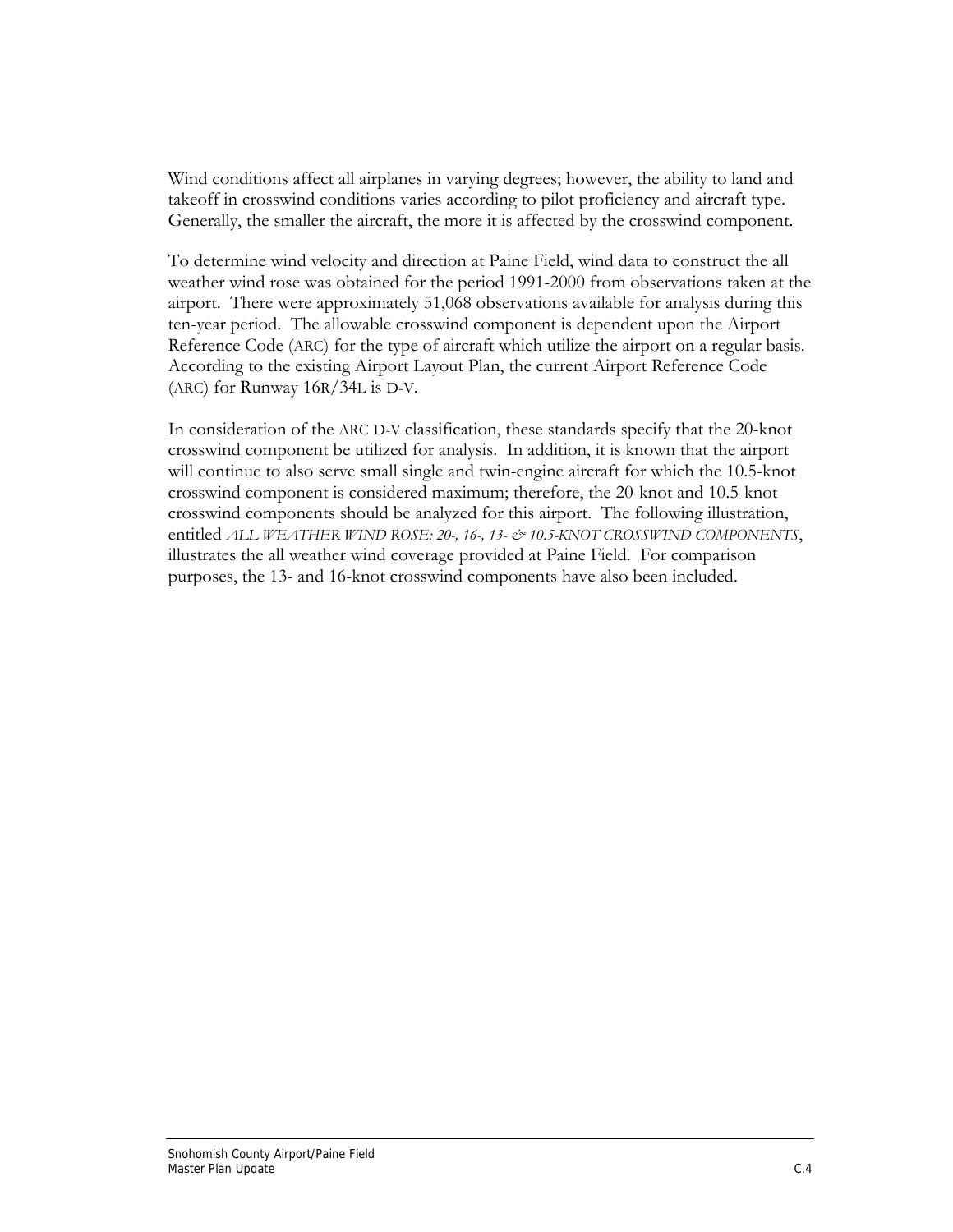Wind conditions affect all airplanes in varying degrees; however, the ability to land and takeoff in crosswind conditions varies according to pilot proficiency and aircraft type. Generally, the smaller the aircraft, the more it is affected by the crosswind component.

To determine wind velocity and direction at Paine Field, wind data to construct the all weather wind rose was obtained for the period 1991-2000 from observations taken at the airport. There were approximately 51,068 observations available for analysis during this ten-year period. The allowable crosswind component is dependent upon the Airport Reference Code (ARC) for the type of aircraft which utilize the airport on a regular basis. According to the existing Airport Layout Plan, the current Airport Reference Code (ARC) for Runway 16R/34L is D-V.

In consideration of the ARC D-V classification, these standards specify that the 20-knot crosswind component be utilized for analysis. In addition, it is known that the airport will continue to also serve small single and twin-engine aircraft for which the 10.5-knot crosswind component is considered maximum; therefore, the 20-knot and 10.5-knot crosswind components should be analyzed for this airport. The following illustration, entitled *ALL WEATHER WIND ROSE: 20-, 16-, 13- & 10.5-KNOT CROSSWIND COMPONENTS*, illustrates the all weather wind coverage provided at Paine Field. For comparison purposes, the 13- and 16-knot crosswind components have also been included.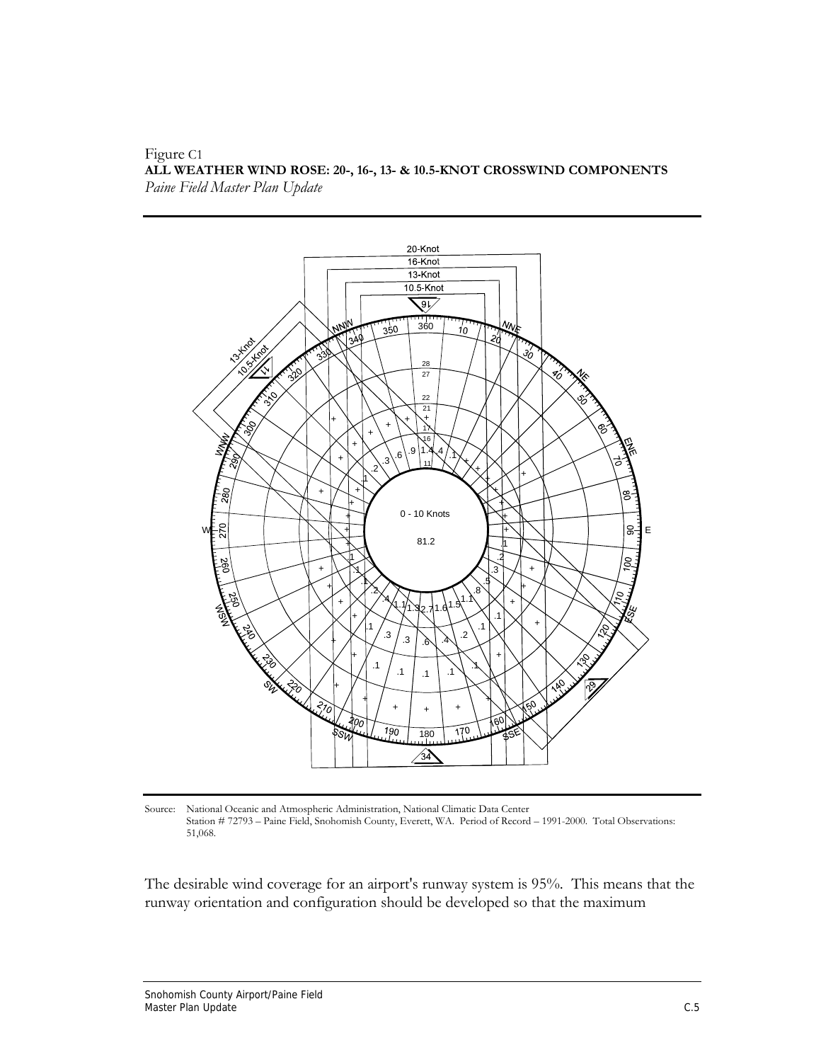Figure C1
**ALL WEATHER WIND ROSE: 20-, 16-, 13- & 10.5-KNOT CROSSWIND COMPONENTS**
*Paine Field Master Plan Update*

Source: National Oceanic and Atmospheric Administration, National Climatic Data Center
Station # 72793 – Paine Field, Snohomish County, Everett, WA. Period of Record – 1991-2000. Total Observations: 51,068.

The desirable wind coverage for an airport's runway system is 95%. This means that the runway orientation and configuration should be developed so that the maximum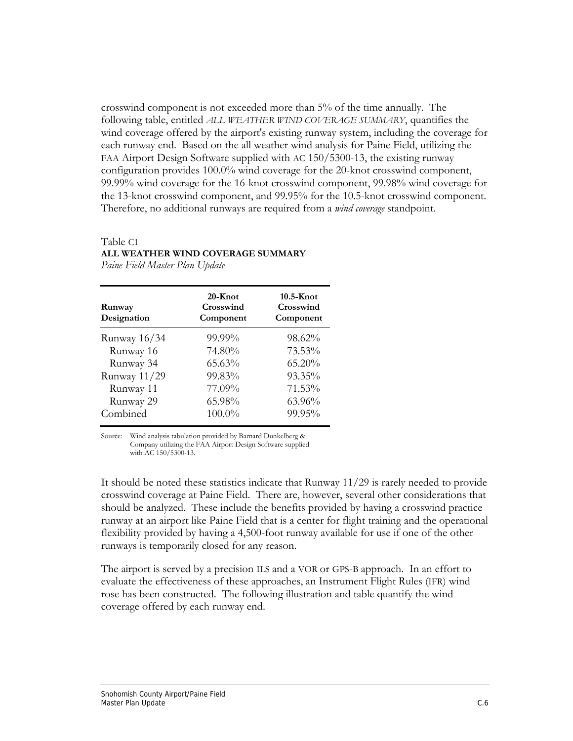crosswind component is not exceeded more than 5% of the time annually. The following table, entitled *ALL WEATHER WIND COVERAGE SUMMARY*, quantifies the wind coverage offered by the airport's existing runway system, including the coverage for each runway end. Based on the all weather wind analysis for Paine Field, utilizing the FAA Airport Design Software supplied with AC 150/5300-13, the existing runway configuration provides 100.0% wind coverage for the 20-knot crosswind component, 99.99% wind coverage for the 16-knot crosswind component, 99.98% wind coverage for the 13-knot crosswind component, and 99.95% for the 10.5-knot crosswind component. Therefore, no additional runways are required from a *wind coverage* standpoint.

Table C1
**ALL WEATHER WIND COVERAGE SUMMARY**
*Paine Field Master Plan Update*

| Runway Designation | 20-Knot Crosswind Component | 10.5-Knot Crosswind Component |
|---|---|---|
| Runway 16/34 | 99.99% | 98.62% |
| Runway 16 | 74.80% | 73.53% |
| Runway 34 | 65.63% | 65.20% |
| Runway 11/29 | 99.83% | 93.35% |
| Runway 11 | 77.09% | 71.53% |
| Runway 29 | 65.98% | 63.96% |
| Combined | 100.0% | 99.95% |

Source: Wind analysis tabulation provided by Barnard Dunkelberg & Company utilizing the FAA Airport Design Software supplied with AC 150/5300-13.

It should be noted these statistics indicate that Runway 11/29 is rarely needed to provide crosswind coverage at Paine Field. There are, however, several other considerations that should be analyzed. These include the benefits provided by having a crosswind practice runway at an airport like Paine Field that is a center for flight training and the operational flexibility provided by having a 4,500-foot runway available for use if one of the other runways is temporarily closed for any reason.

The airport is served by a precision ILS and a VOR or GPS-B approach. In an effort to evaluate the effectiveness of these approaches, an Instrument Flight Rules (IFR) wind rose has been constructed. The following illustration and table quantify the wind coverage offered by each runway end.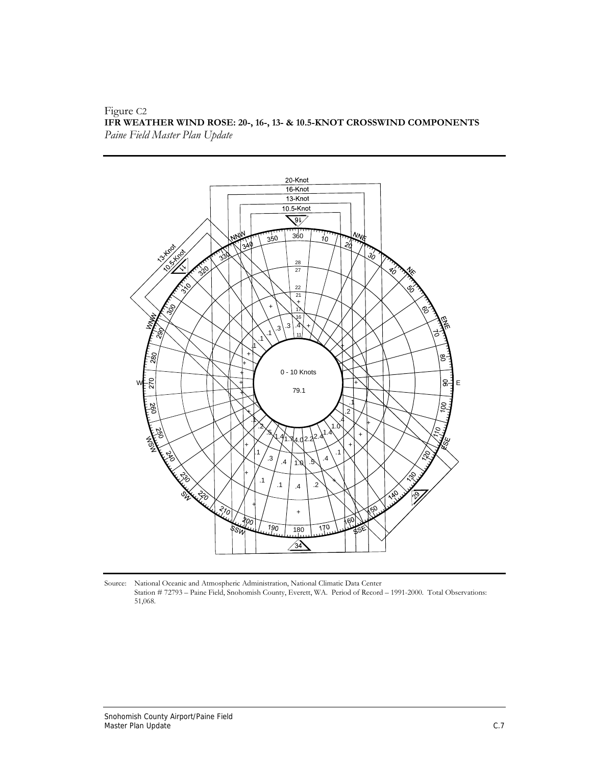Figure C2
**IFR WEATHER WIND ROSE: 20-, 16-, 13- & 10.5-KNOT CROSSWIND COMPONENTS**
*Paine Field Master Plan Update*

Source: National Oceanic and Atmospheric Administration, National Climatic Data Center
Station # 72793 – Paine Field, Snohomish County, Everett, WA. Period of Record – 1991-2000. Total Observations: 51,068.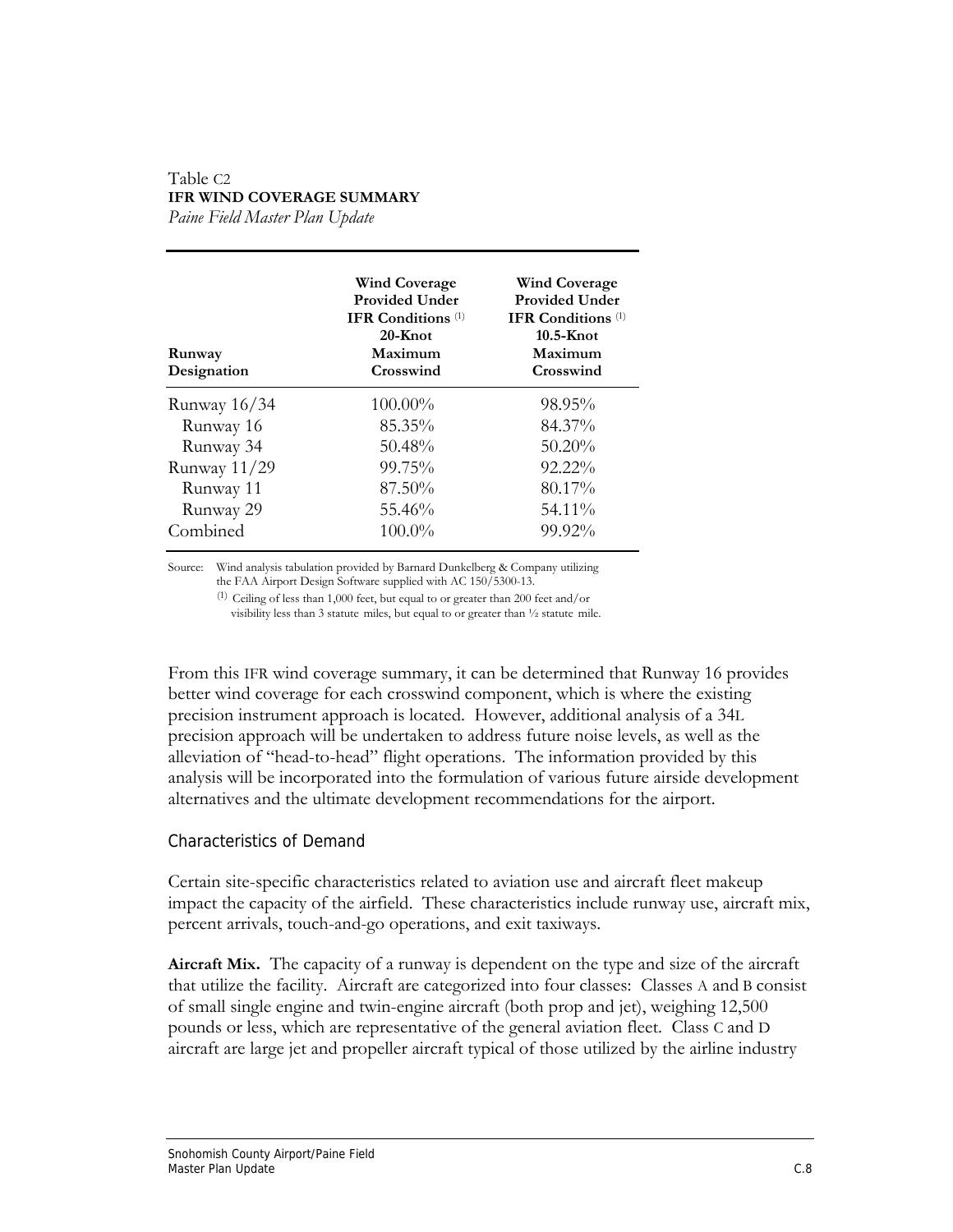Table C2
**IFR WIND COVERAGE SUMMARY**
*Paine Field Master Plan Update*

| Runway Designation | Wind Coverage Provided Under IFR Conditions (1) 20-Knot Maximum Crosswind | Wind Coverage Provided Under IFR Conditions (1) 10.5-Knot Maximum Crosswind |
|---|---|---|
| Runway 16/34 | 100.00% | 98.95% |
| Runway 16 | 85.35% | 84.37% |
| Runway 34 | 50.48% | 50.20% |
| Runway 11/29 | 99.75% | 92.22% |
| Runway 11 | 87.50% | 80.17% |
| Runway 29 | 55.46% | 54.11% |
| Combined | 100.0% | 99.92% |

Source: Wind analysis tabulation provided by Barnard Dunkelberg & Company utilizing the FAA Airport Design Software supplied with AC 150/5300-13.

(1) Ceiling of less than 1,000 feet, but equal to or greater than 200 feet and/or visibility less than 3 statute miles, but equal to or greater than ½ statute mile.

From this IFR wind coverage summary, it can be determined that Runway 16 provides better wind coverage for each crosswind component, which is where the existing precision instrument approach is located. However, additional analysis of a 34L precision approach will be undertaken to address future noise levels, as well as the alleviation of "head-to-head" flight operations. The information provided by this analysis will be incorporated into the formulation of various future airside development alternatives and the ultimate development recommendations for the airport.

### Characteristics of Demand

Certain site-specific characteristics related to aviation use and aircraft fleet makeup impact the capacity of the airfield. These characteristics include runway use, aircraft mix, percent arrivals, touch-and-go operations, and exit taxiways.

**Aircraft Mix.** The capacity of a runway is dependent on the type and size of the aircraft that utilize the facility. Aircraft are categorized into four classes: Classes A and B consist of small single engine and twin-engine aircraft (both prop and jet), weighing 12,500 pounds or less, which are representative of the general aviation fleet. Class C and D aircraft are large jet and propeller aircraft typical of those utilized by the airline industry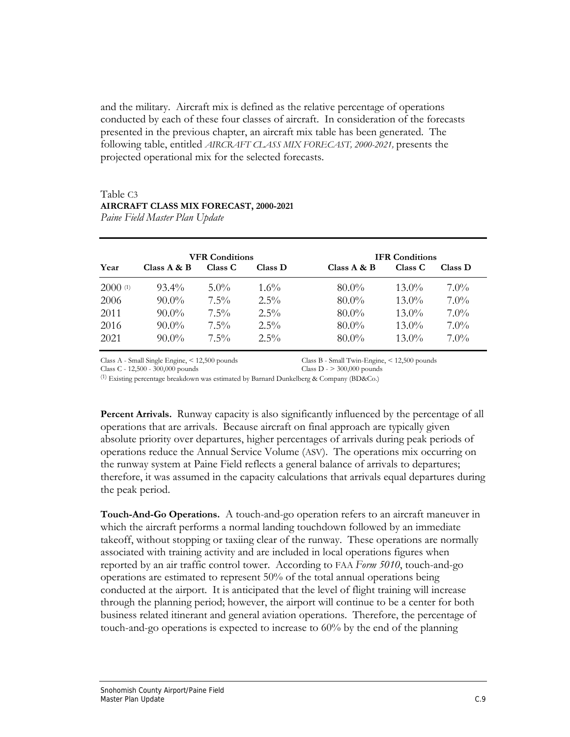and the military. Aircraft mix is defined as the relative percentage of operations conducted by each of these four classes of aircraft. In consideration of the forecasts presented in the previous chapter, an aircraft mix table has been generated. The following table, entitled *AIRCRAFT CLASS MIX FORECAST, 2000-2021,* presents the projected operational mix for the selected forecasts.

Table C3
**AIRCRAFT CLASS MIX FORECAST, 2000-2021**
*Paine Field Master Plan Update*

| | VFR Conditions | | | IFR Conditions | | |
|---|---|---|---|---|---|---|
| **Year** | **Class A & B** | **Class C** | **Class D** | **Class A & B** | **Class C** | **Class D** |
| 2000 (1) | 93.4% | 5.0% | 1.6% | 80.0% | 13.0% | 7.0% |
| 2006 | 90.0% | 7.5% | 2.5% | 80.0% | 13.0% | 7.0% |
| 2011 | 90.0% | 7.5% | 2.5% | 80.0% | 13.0% | 7.0% |
| 2016 | 90.0% | 7.5% | 2.5% | 80.0% | 13.0% | 7.0% |
| 2021 | 90.0% | 7.5% | 2.5% | 80.0% | 13.0% | 7.0% |

Class A - Small Single Engine, < 12,500 pounds
Class B - Small Twin-Engine, < 12,500 pounds
Class C - 12,500 - 300,000 pounds
Class D - > 300,000 pounds

(1) Existing percentage breakdown was estimated by Barnard Dunkelberg & Company (BD&Co.)

**Percent Arrivals.** Runway capacity is also significantly influenced by the percentage of all operations that are arrivals. Because aircraft on final approach are typically given absolute priority over departures, higher percentages of arrivals during peak periods of operations reduce the Annual Service Volume (ASV). The operations mix occurring on the runway system at Paine Field reflects a general balance of arrivals to departures; therefore, it was assumed in the capacity calculations that arrivals equal departures during the peak period.

**Touch-And-Go Operations.** A touch-and-go operation refers to an aircraft maneuver in which the aircraft performs a normal landing touchdown followed by an immediate takeoff, without stopping or taxiing clear of the runway. These operations are normally associated with training activity and are included in local operations figures when reported by an air traffic control tower. According to FAA *Form 5010*, touch-and-go operations are estimated to represent 50% of the total annual operations being conducted at the airport. It is anticipated that the level of flight training will increase through the planning period; however, the airport will continue to be a center for both business related itinerant and general aviation operations. Therefore, the percentage of touch-and-go operations is expected to increase to 60% by the end of the planning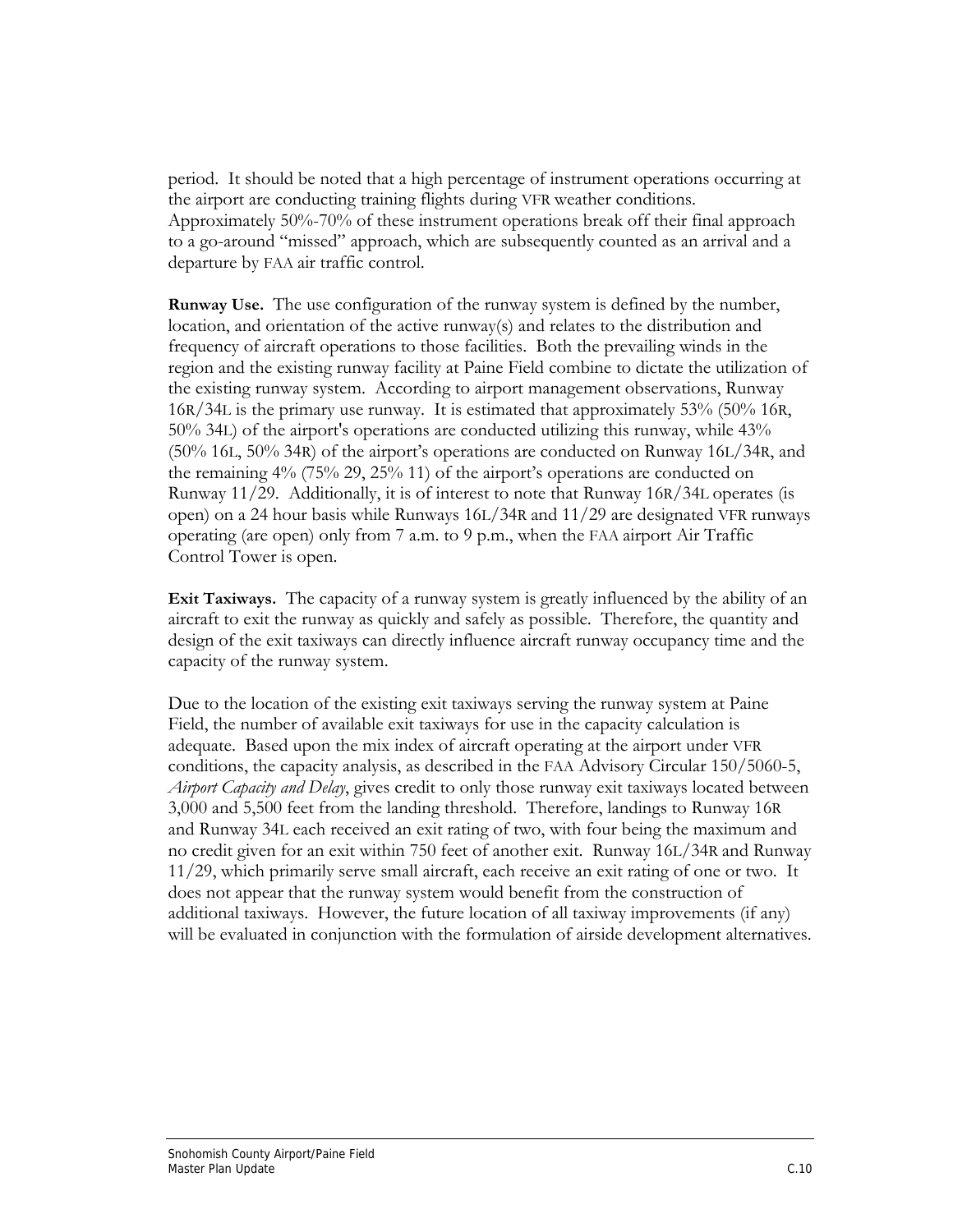period. It should be noted that a high percentage of instrument operations occurring at the airport are conducting training flights during VFR weather conditions. Approximately 50%-70% of these instrument operations break off their final approach to a go-around "missed" approach, which are subsequently counted as an arrival and a departure by FAA air traffic control.

**Runway Use.** The use configuration of the runway system is defined by the number, location, and orientation of the active runway(s) and relates to the distribution and frequency of aircraft operations to those facilities. Both the prevailing winds in the region and the existing runway facility at Paine Field combine to dictate the utilization of the existing runway system. According to airport management observations, Runway 16R/34L is the primary use runway. It is estimated that approximately 53% (50% 16R, 50% 34L) of the airport's operations are conducted utilizing this runway, while 43% (50% 16L, 50% 34R) of the airport's operations are conducted on Runway 16L/34R, and the remaining 4% (75% 29, 25% 11) of the airport's operations are conducted on Runway 11/29. Additionally, it is of interest to note that Runway 16R/34L operates (is open) on a 24 hour basis while Runways 16L/34R and 11/29 are designated VFR runways operating (are open) only from 7 a.m. to 9 p.m., when the FAA airport Air Traffic Control Tower is open.

**Exit Taxiways.** The capacity of a runway system is greatly influenced by the ability of an aircraft to exit the runway as quickly and safely as possible. Therefore, the quantity and design of the exit taxiways can directly influence aircraft runway occupancy time and the capacity of the runway system.

Due to the location of the existing exit taxiways serving the runway system at Paine Field, the number of available exit taxiways for use in the capacity calculation is adequate. Based upon the mix index of aircraft operating at the airport under VFR conditions, the capacity analysis, as described in the FAA Advisory Circular 150/5060-5, *Airport Capacity and Delay*, gives credit to only those runway exit taxiways located between 3,000 and 5,500 feet from the landing threshold. Therefore, landings to Runway 16R and Runway 34L each received an exit rating of two, with four being the maximum and no credit given for an exit within 750 feet of another exit. Runway 16L/34R and Runway 11/29, which primarily serve small aircraft, each receive an exit rating of one or two. It does not appear that the runway system would benefit from the construction of additional taxiways. However, the future location of all taxiway improvements (if any) will be evaluated in conjunction with the formulation of airside development alternatives.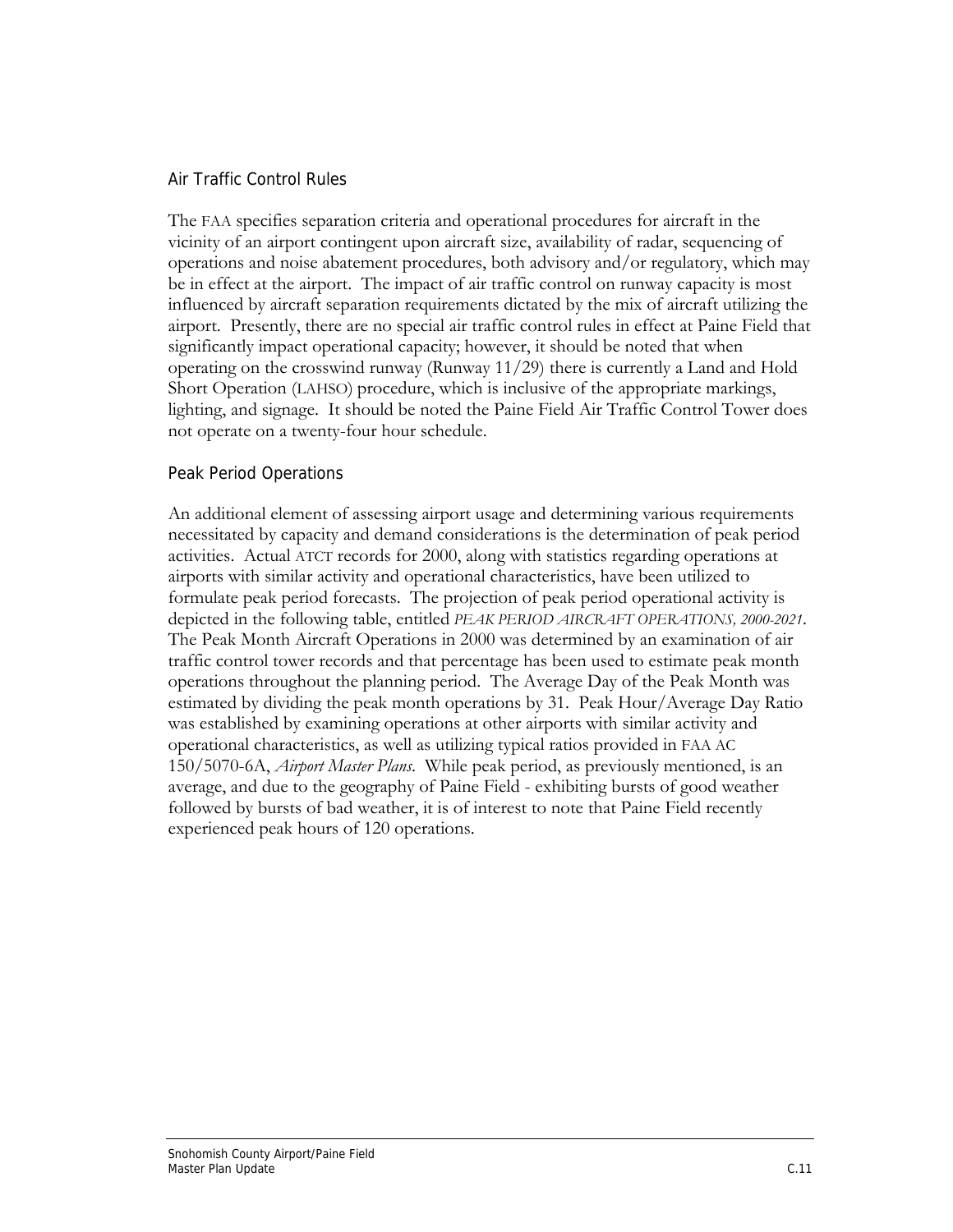### Air Traffic Control Rules

The FAA specifies separation criteria and operational procedures for aircraft in the vicinity of an airport contingent upon aircraft size, availability of radar, sequencing of operations and noise abatement procedures, both advisory and/or regulatory, which may be in effect at the airport. The impact of air traffic control on runway capacity is most influenced by aircraft separation requirements dictated by the mix of aircraft utilizing the airport. Presently, there are no special air traffic control rules in effect at Paine Field that significantly impact operational capacity; however, it should be noted that when operating on the crosswind runway (Runway 11/29) there is currently a Land and Hold Short Operation (LAHSO) procedure, which is inclusive of the appropriate markings, lighting, and signage. It should be noted the Paine Field Air Traffic Control Tower does not operate on a twenty-four hour schedule.

### Peak Period Operations

An additional element of assessing airport usage and determining various requirements necessitated by capacity and demand considerations is the determination of peak period activities. Actual ATCT records for 2000, along with statistics regarding operations at airports with similar activity and operational characteristics, have been utilized to formulate peak period forecasts. The projection of peak period operational activity is depicted in the following table, entitled *PEAK PERIOD AIRCRAFT OPERATIONS, 2000-2021*. The Peak Month Aircraft Operations in 2000 was determined by an examination of air traffic control tower records and that percentage has been used to estimate peak month operations throughout the planning period. The Average Day of the Peak Month was estimated by dividing the peak month operations by 31. Peak Hour/Average Day Ratio was established by examining operations at other airports with similar activity and operational characteristics, as well as utilizing typical ratios provided in FAA AC 150/5070-6A, *Airport Master Plans*. While peak period, as previously mentioned, is an average, and due to the geography of Paine Field - exhibiting bursts of good weather followed by bursts of bad weather, it is of interest to note that Paine Field recently experienced peak hours of 120 operations.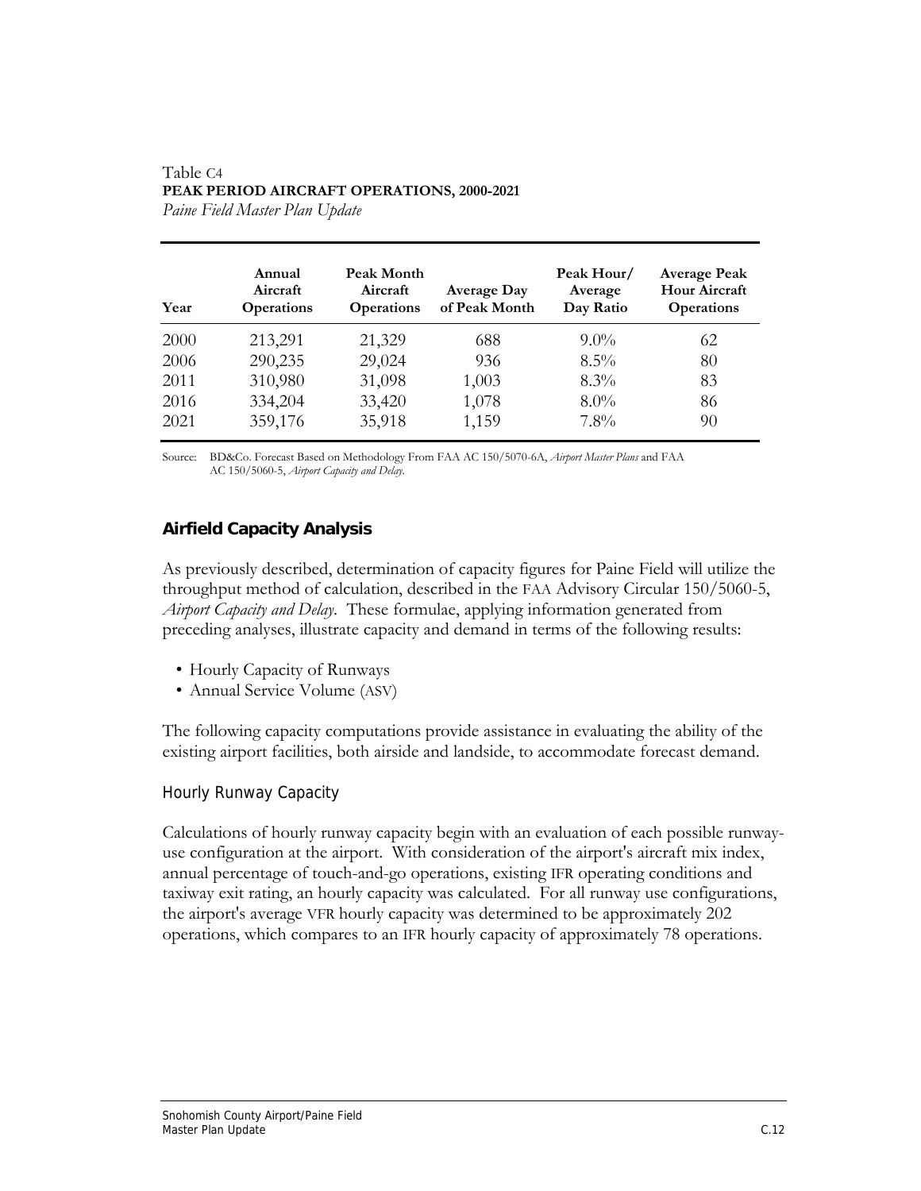Table C4
**PEAK PERIOD AIRCRAFT OPERATIONS, 2000-2021**
*Paine Field Master Plan Update*

| Year | Annual Aircraft Operations | Peak Month Aircraft Operations | Average Day of Peak Month | Peak Hour/ Average Day Ratio | Average Peak Hour Aircraft Operations |
|---|---|---|---|---|---|
| 2000 | 213,291 | 21,329 | 688 | 9.0% | 62 |
| 2006 | 290,235 | 29,024 | 936 | 8.5% | 80 |
| 2011 | 310,980 | 31,098 | 1,003 | 8.3% | 83 |
| 2016 | 334,204 | 33,420 | 1,078 | 8.0% | 86 |
| 2021 | 359,176 | 35,918 | 1,159 | 7.8% | 90 |

Source: BD&Co. Forecast Based on Methodology From FAA AC 150/5070-6A, *Airport Master Plans* and FAA AC 150/5060-5, *Airport Capacity and Delay*.

## Airfield Capacity Analysis

As previously described, determination of capacity figures for Paine Field will utilize the throughput method of calculation, described in the FAA Advisory Circular 150/5060-5, *Airport Capacity and Delay*. These formulae, applying information generated from preceding analyses, illustrate capacity and demand in terms of the following results:

- Hourly Capacity of Runways
- Annual Service Volume (ASV)

The following capacity computations provide assistance in evaluating the ability of the existing airport facilities, both airside and landside, to accommodate forecast demand.

### Hourly Runway Capacity

Calculations of hourly runway capacity begin with an evaluation of each possible runway-use configuration at the airport. With consideration of the airport's aircraft mix index, annual percentage of touch-and-go operations, existing IFR operating conditions and taxiway exit rating, an hourly capacity was calculated. For all runway use configurations, the airport's average VFR hourly capacity was determined to be approximately 202 operations, which compares to an IFR hourly capacity of approximately 78 operations.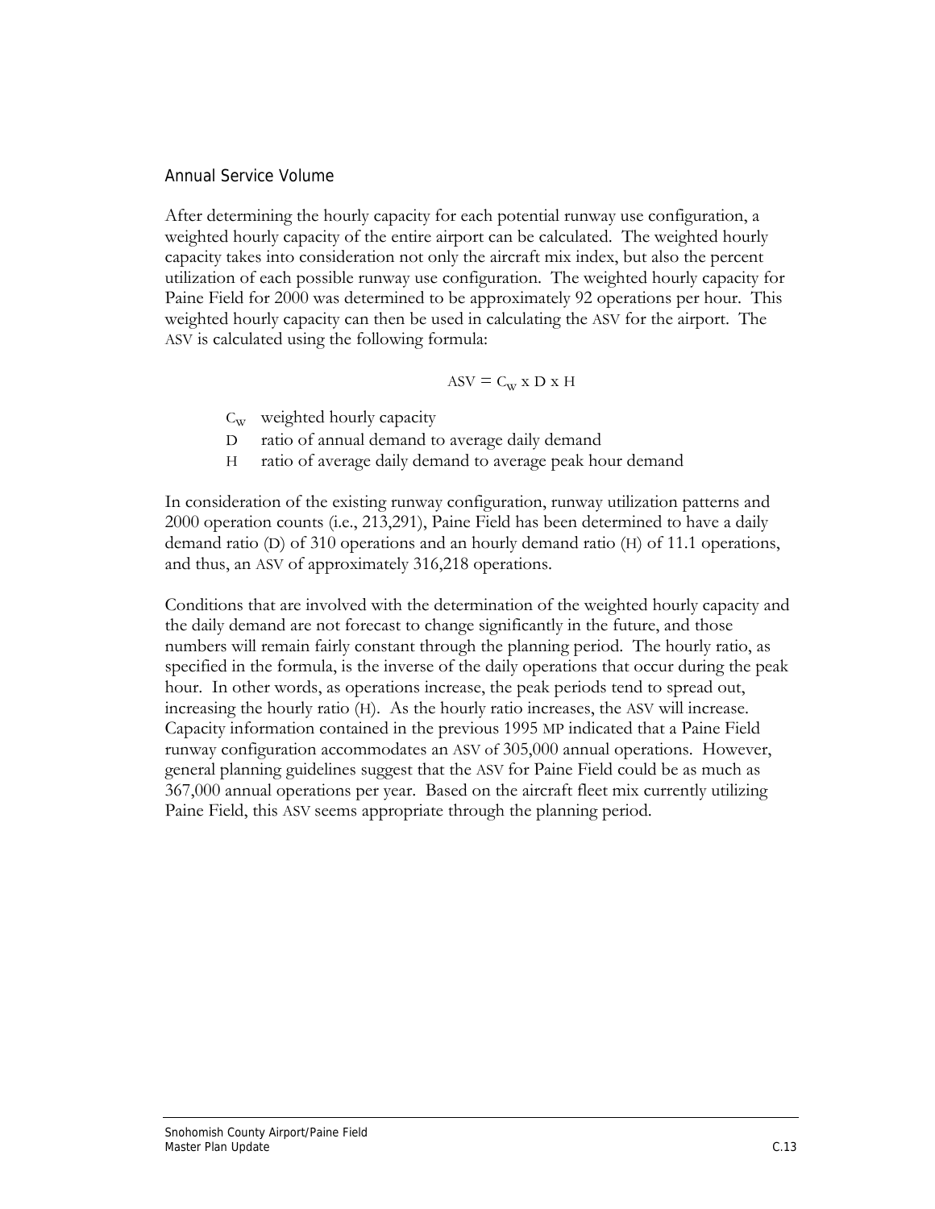### Annual Service Volume

After determining the hourly capacity for each potential runway use configuration, a weighted hourly capacity of the entire airport can be calculated. The weighted hourly capacity takes into consideration not only the aircraft mix index, but also the percent utilization of each possible runway use configuration. The weighted hourly capacity for Paine Field for 2000 was determined to be approximately 92 operations per hour. This weighted hourly capacity can then be used in calculating the ASV for the airport. The ASV is calculated using the following formula:

$$ASV = C_W \times D \times H$$

- $C_W$ weighted hourly capacity
- D ratio of annual demand to average daily demand
- H ratio of average daily demand to average peak hour demand

In consideration of the existing runway configuration, runway utilization patterns and 2000 operation counts (i.e., 213,291), Paine Field has been determined to have a daily demand ratio (D) of 310 operations and an hourly demand ratio (H) of 11.1 operations, and thus, an ASV of approximately 316,218 operations.

Conditions that are involved with the determination of the weighted hourly capacity and the daily demand are not forecast to change significantly in the future, and those numbers will remain fairly constant through the planning period. The hourly ratio, as specified in the formula, is the inverse of the daily operations that occur during the peak hour. In other words, as operations increase, the peak periods tend to spread out, increasing the hourly ratio (H). As the hourly ratio increases, the ASV will increase. Capacity information contained in the previous 1995 MP indicated that a Paine Field runway configuration accommodates an ASV of 305,000 annual operations. However, general planning guidelines suggest that the ASV for Paine Field could be as much as 367,000 annual operations per year. Based on the aircraft fleet mix currently utilizing Paine Field, this ASV seems appropriate through the planning period.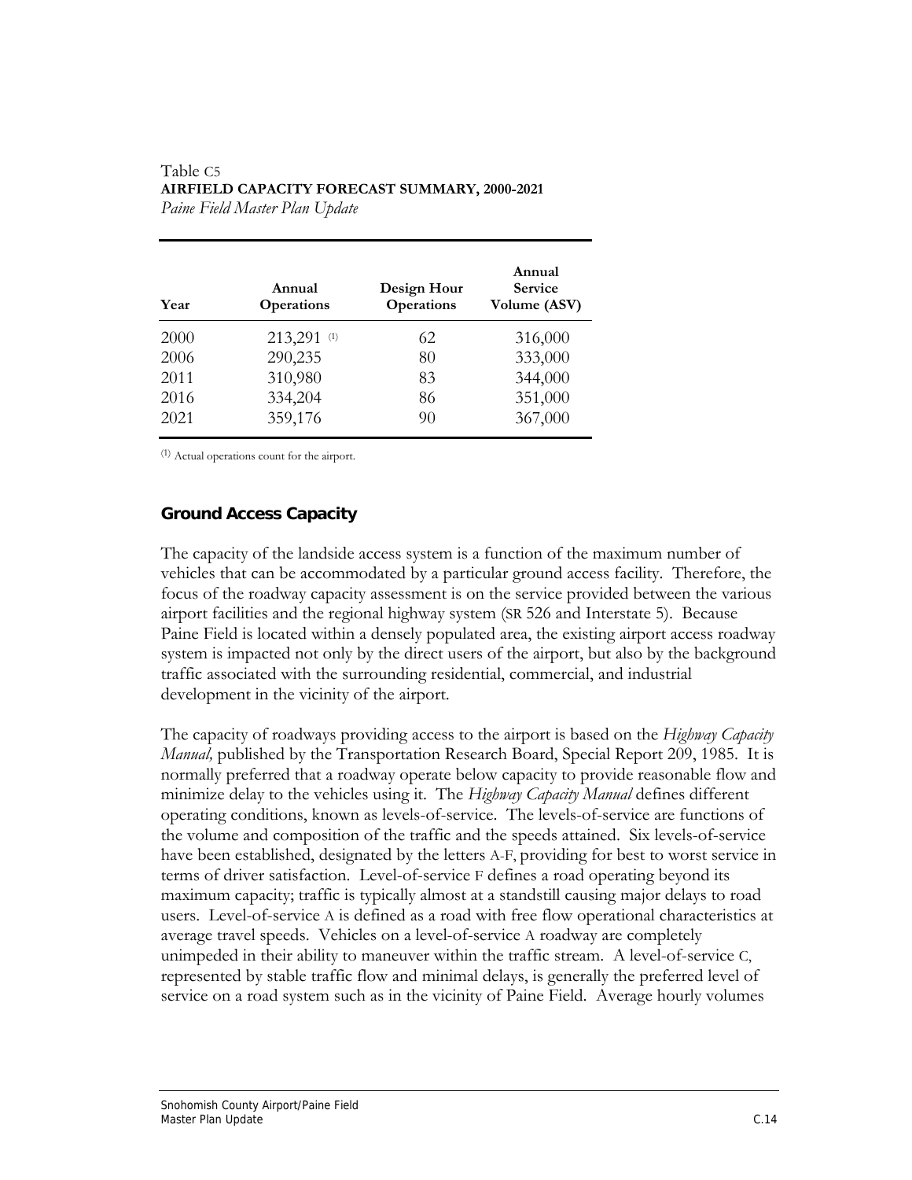Table C5
**AIRFIELD CAPACITY FORECAST SUMMARY, 2000-2021**
*Paine Field Master Plan Update*

| Year | Annual Operations | Design Hour Operations | Annual Service Volume (ASV) |
|---|---|---|---|
| 2000 | 213,291 (1) | 62 | 316,000 |
| 2006 | 290,235 | 80 | 333,000 |
| 2011 | 310,980 | 83 | 344,000 |
| 2016 | 334,204 | 86 | 351,000 |
| 2021 | 359,176 | 90 | 367,000 |

(1) Actual operations count for the airport.

### Ground Access Capacity

The capacity of the landside access system is a function of the maximum number of vehicles that can be accommodated by a particular ground access facility. Therefore, the focus of the roadway capacity assessment is on the service provided between the various airport facilities and the regional highway system (SR 526 and Interstate 5). Because Paine Field is located within a densely populated area, the existing airport access roadway system is impacted not only by the direct users of the airport, but also by the background traffic associated with the surrounding residential, commercial, and industrial development in the vicinity of the airport.

The capacity of roadways providing access to the airport is based on the *Highway Capacity Manual,* published by the Transportation Research Board, Special Report 209, 1985. It is normally preferred that a roadway operate below capacity to provide reasonable flow and minimize delay to the vehicles using it. The *Highway Capacity Manual* defines different operating conditions, known as levels-of-service. The levels-of-service are functions of the volume and composition of the traffic and the speeds attained. Six levels-of-service have been established, designated by the letters A-F, providing for best to worst service in terms of driver satisfaction. Level-of-service F defines a road operating beyond its maximum capacity; traffic is typically almost at a standstill causing major delays to road users. Level-of-service A is defined as a road with free flow operational characteristics at average travel speeds. Vehicles on a level-of-service A roadway are completely unimpeded in their ability to maneuver within the traffic stream. A level-of-service C, represented by stable traffic flow and minimal delays, is generally the preferred level of service on a road system such as in the vicinity of Paine Field. Average hourly volumes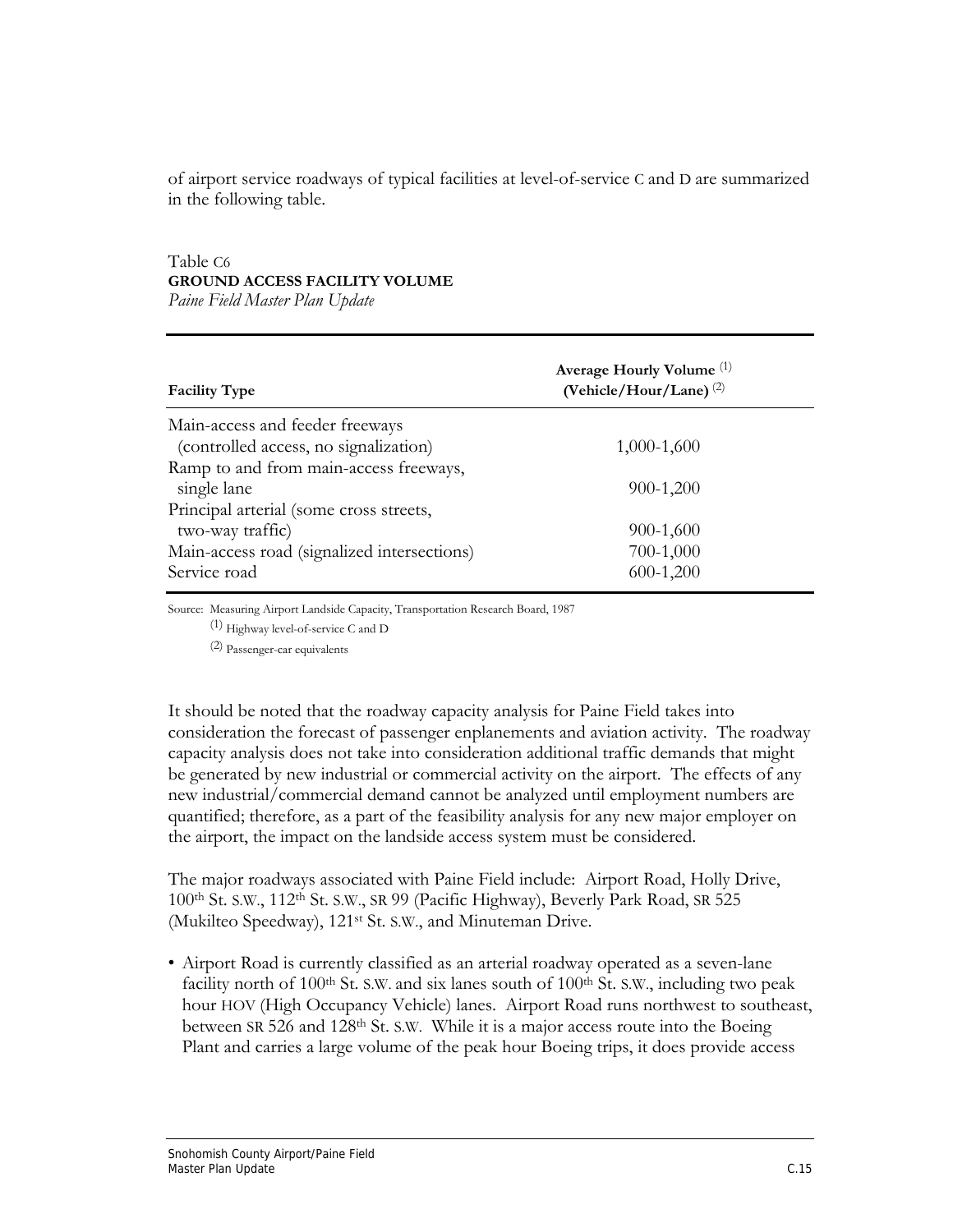of airport service roadways of typical facilities at level-of-service C and D are summarized in the following table.

Table C6
**GROUND ACCESS FACILITY VOLUME**
*Paine Field Master Plan Update*

| Facility Type | Average Hourly Volume [(1)] (Vehicle/Hour/Lane) [(2)] |
|---|---|
| Main-access and feeder freeways (controlled access, no signalization) | 1,000-1,600 |
| Ramp to and from main-access freeways, single lane | 900-1,200 |
| Principal arterial (some cross streets, two-way traffic) | 900-1,600 |
| Main-access road (signalized intersections) | 700-1,000 |
| Service road | 600-1,200 |

Source: Measuring Airport Landside Capacity, Transportation Research Board, 1987

(1) Highway level-of-service C and D

(2) Passenger-car equivalents

It should be noted that the roadway capacity analysis for Paine Field takes into consideration the forecast of passenger enplanements and aviation activity. The roadway capacity analysis does not take into consideration additional traffic demands that might be generated by new industrial or commercial activity on the airport. The effects of any new industrial/commercial demand cannot be analyzed until employment numbers are quantified; therefore, as a part of the feasibility analysis for any new major employer on the airport, the impact on the landside access system must be considered.

The major roadways associated with Paine Field include: Airport Road, Holly Drive, 100th St. S.W., 112th St. S.W., SR 99 (Pacific Highway), Beverly Park Road, SR 525 (Mukilteo Speedway), 121st St. S.W., and Minuteman Drive.

- Airport Road is currently classified as an arterial roadway operated as a seven-lane facility north of 100th St. S.W. and six lanes south of 100th St. S.W., including two peak hour HOV (High Occupancy Vehicle) lanes. Airport Road runs northwest to southeast, between SR 526 and 128th St. S.W. While it is a major access route into the Boeing Plant and carries a large volume of the peak hour Boeing trips, it does provide access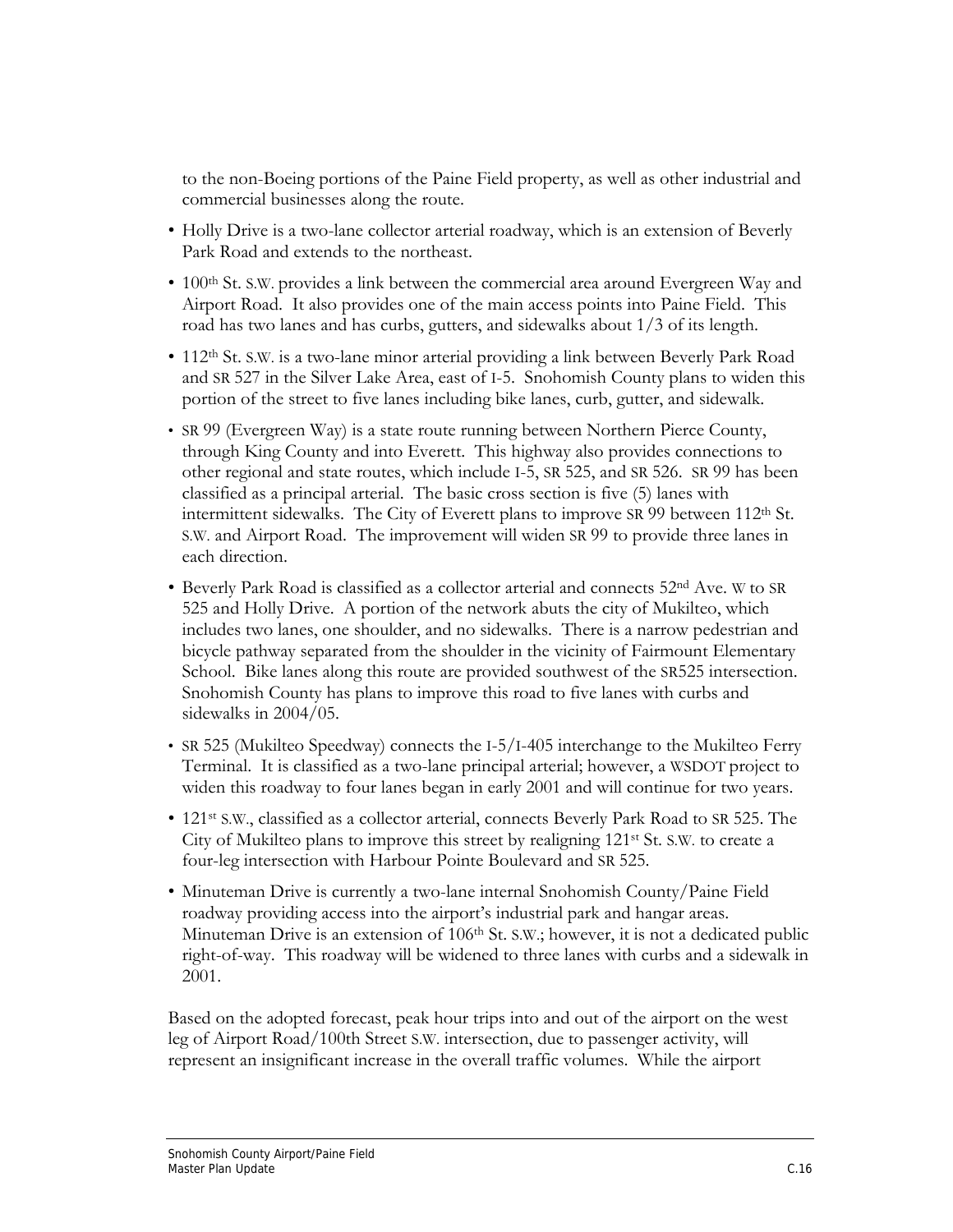to the non-Boeing portions of the Paine Field property, as well as other industrial and commercial businesses along the route.

- Holly Drive is a two-lane collector arterial roadway, which is an extension of Beverly Park Road and extends to the northeast.
- 100th St. S.W. provides a link between the commercial area around Evergreen Way and Airport Road. It also provides one of the main access points into Paine Field. This road has two lanes and has curbs, gutters, and sidewalks about 1/3 of its length.
- 112th St. S.W. is a two-lane minor arterial providing a link between Beverly Park Road and SR 527 in the Silver Lake Area, east of I-5. Snohomish County plans to widen this portion of the street to five lanes including bike lanes, curb, gutter, and sidewalk.
- SR 99 (Evergreen Way) is a state route running between Northern Pierce County, through King County and into Everett. This highway also provides connections to other regional and state routes, which include I-5, SR 525, and SR 526. SR 99 has been classified as a principal arterial. The basic cross section is five (5) lanes with intermittent sidewalks. The City of Everett plans to improve SR 99 between 112th St. S.W. and Airport Road. The improvement will widen SR 99 to provide three lanes in each direction.
- Beverly Park Road is classified as a collector arterial and connects 52nd Ave. W to SR 525 and Holly Drive. A portion of the network abuts the city of Mukilteo, which includes two lanes, one shoulder, and no sidewalks. There is a narrow pedestrian and bicycle pathway separated from the shoulder in the vicinity of Fairmount Elementary School. Bike lanes along this route are provided southwest of the SR525 intersection. Snohomish County has plans to improve this road to five lanes with curbs and sidewalks in 2004/05.
- SR 525 (Mukilteo Speedway) connects the I-5/I-405 interchange to the Mukilteo Ferry Terminal. It is classified as a two-lane principal arterial; however, a WSDOT project to widen this roadway to four lanes began in early 2001 and will continue for two years.
- 121st S.W., classified as a collector arterial, connects Beverly Park Road to SR 525. The City of Mukilteo plans to improve this street by realigning 121st St. S.W. to create a four-leg intersection with Harbour Pointe Boulevard and SR 525.
- Minuteman Drive is currently a two-lane internal Snohomish County/Paine Field roadway providing access into the airport's industrial park and hangar areas. Minuteman Drive is an extension of 106th St. S.W.; however, it is not a dedicated public right-of-way. This roadway will be widened to three lanes with curbs and a sidewalk in 2001.

Based on the adopted forecast, peak hour trips into and out of the airport on the west leg of Airport Road/100th Street S.W. intersection, due to passenger activity, will represent an insignificant increase in the overall traffic volumes. While the airport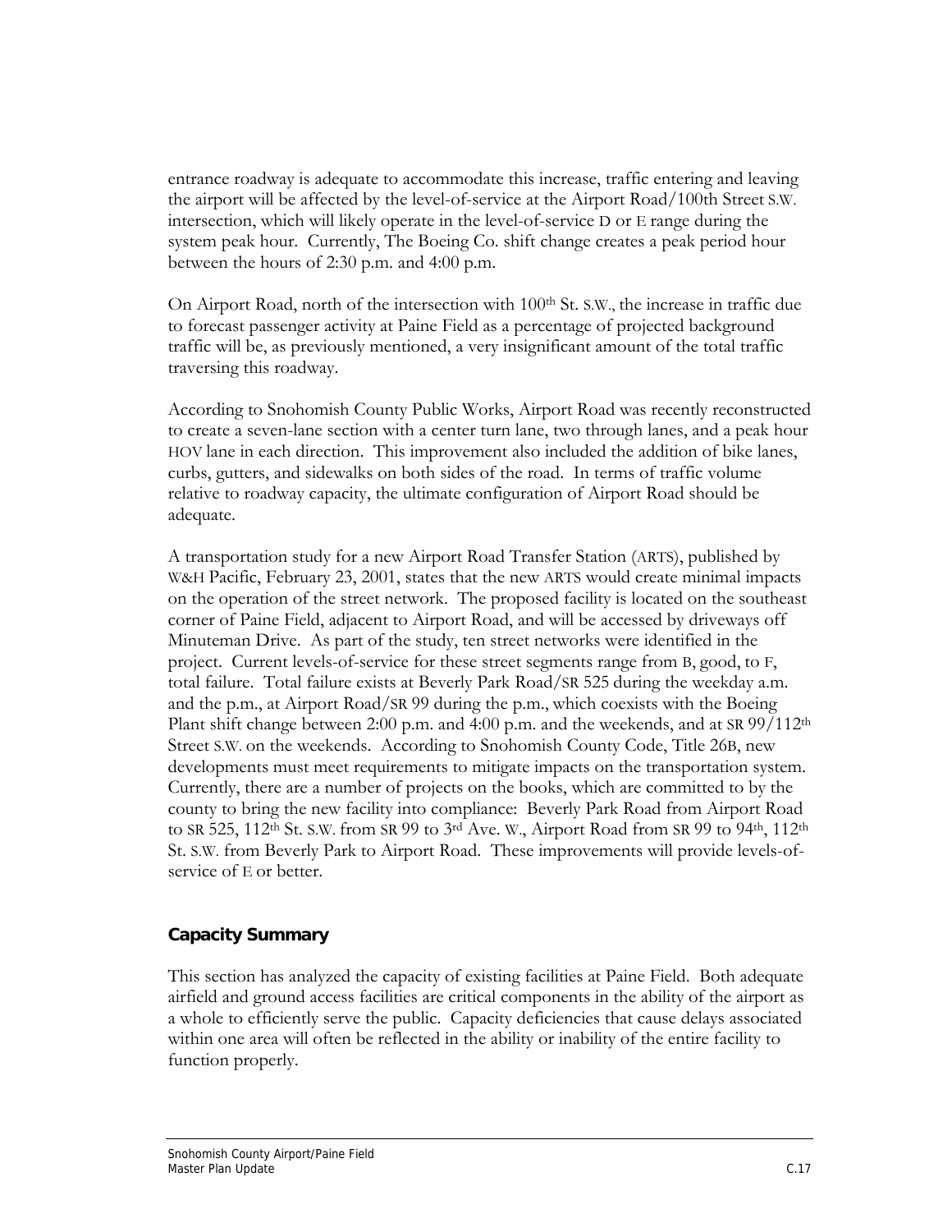entrance roadway is adequate to accommodate this increase, traffic entering and leaving the airport will be affected by the level-of-service at the Airport Road/100th Street S.W. intersection, which will likely operate in the level-of-service D or E range during the system peak hour. Currently, The Boeing Co. shift change creates a peak period hour between the hours of 2:30 p.m. and 4:00 p.m.

On Airport Road, north of the intersection with 100th St. S.W., the increase in traffic due to forecast passenger activity at Paine Field as a percentage of projected background traffic will be, as previously mentioned, a very insignificant amount of the total traffic traversing this roadway.

According to Snohomish County Public Works, Airport Road was recently reconstructed to create a seven-lane section with a center turn lane, two through lanes, and a peak hour HOV lane in each direction. This improvement also included the addition of bike lanes, curbs, gutters, and sidewalks on both sides of the road. In terms of traffic volume relative to roadway capacity, the ultimate configuration of Airport Road should be adequate.

A transportation study for a new Airport Road Transfer Station (ARTS), published by W&H Pacific, February 23, 2001, states that the new ARTS would create minimal impacts on the operation of the street network. The proposed facility is located on the southeast corner of Paine Field, adjacent to Airport Road, and will be accessed by driveways off Minuteman Drive. As part of the study, ten street networks were identified in the project. Current levels-of-service for these street segments range from B, good, to F, total failure. Total failure exists at Beverly Park Road/SR 525 during the weekday a.m. and the p.m., at Airport Road/SR 99 during the p.m., which coexists with the Boeing Plant shift change between 2:00 p.m. and 4:00 p.m. and the weekends, and at SR 99/112th Street S.W. on the weekends. According to Snohomish County Code, Title 26B, new developments must meet requirements to mitigate impacts on the transportation system. Currently, there are a number of projects on the books, which are committed to by the county to bring the new facility into compliance: Beverly Park Road from Airport Road to SR 525, 112th St. S.W. from SR 99 to 3rd Ave. W., Airport Road from SR 99 to 94th, 112th St. S.W. from Beverly Park to Airport Road. These improvements will provide levels-of-service of E or better.

## Capacity Summary

This section has analyzed the capacity of existing facilities at Paine Field. Both adequate airfield and ground access facilities are critical components in the ability of the airport as a whole to efficiently serve the public. Capacity deficiencies that cause delays associated within one area will often be reflected in the ability or inability of the entire facility to function properly.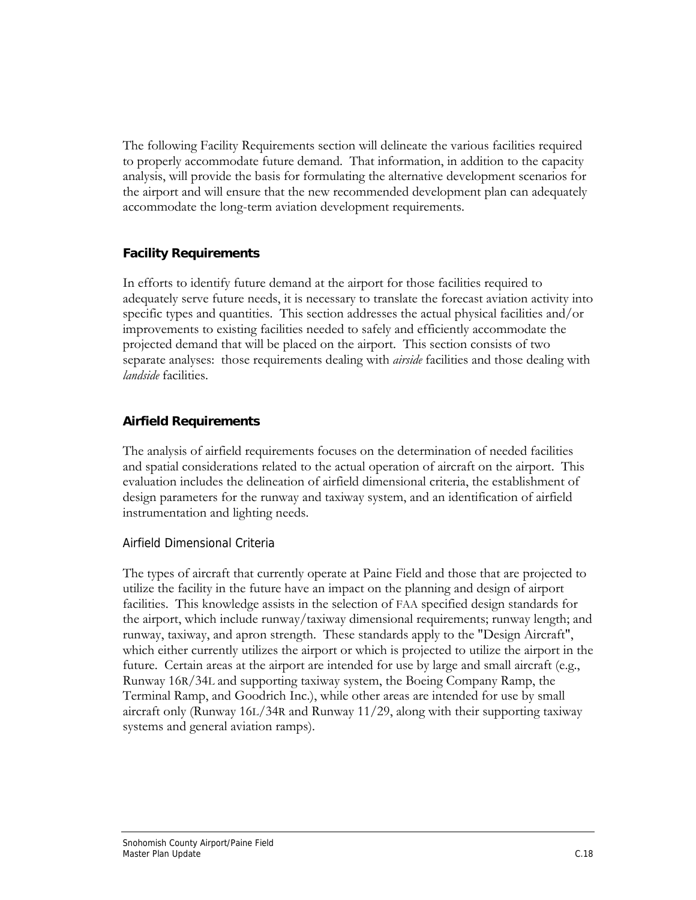The following Facility Requirements section will delineate the various facilities required to properly accommodate future demand. That information, in addition to the capacity analysis, will provide the basis for formulating the alternative development scenarios for the airport and will ensure that the new recommended development plan can adequately accommodate the long-term aviation development requirements.

## Facility Requirements

In efforts to identify future demand at the airport for those facilities required to adequately serve future needs, it is necessary to translate the forecast aviation activity into specific types and quantities. This section addresses the actual physical facilities and/or improvements to existing facilities needed to safely and efficiently accommodate the projected demand that will be placed on the airport. This section consists of two separate analyses: those requirements dealing with *airside* facilities and those dealing with *landside* facilities.

## Airfield Requirements

The analysis of airfield requirements focuses on the determination of needed facilities and spatial considerations related to the actual operation of aircraft on the airport. This evaluation includes the delineation of airfield dimensional criteria, the establishment of design parameters for the runway and taxiway system, and an identification of airfield instrumentation and lighting needs.

### Airfield Dimensional Criteria

The types of aircraft that currently operate at Paine Field and those that are projected to utilize the facility in the future have an impact on the planning and design of airport facilities. This knowledge assists in the selection of FAA specified design standards for the airport, which include runway/taxiway dimensional requirements; runway length; and runway, taxiway, and apron strength. These standards apply to the "Design Aircraft", which either currently utilizes the airport or which is projected to utilize the airport in the future. Certain areas at the airport are intended for use by large and small aircraft (e.g., Runway 16R/34L and supporting taxiway system, the Boeing Company Ramp, the Terminal Ramp, and Goodrich Inc.), while other areas are intended for use by small aircraft only (Runway 16L/34R and Runway 11/29, along with their supporting taxiway systems and general aviation ramps).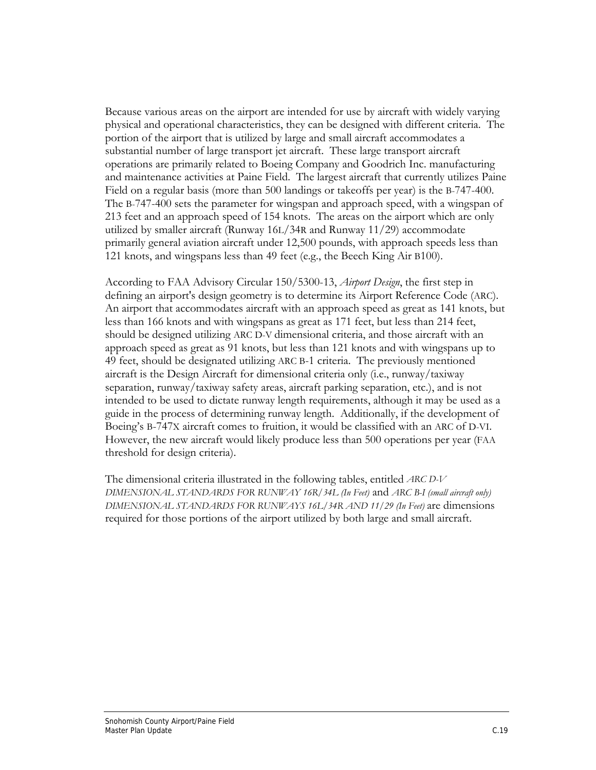Because various areas on the airport are intended for use by aircraft with widely varying physical and operational characteristics, they can be designed with different criteria. The portion of the airport that is utilized by large and small aircraft accommodates a substantial number of large transport jet aircraft. These large transport aircraft operations are primarily related to Boeing Company and Goodrich Inc. manufacturing and maintenance activities at Paine Field. The largest aircraft that currently utilizes Paine Field on a regular basis (more than 500 landings or takeoffs per year) is the B-747-400. The B-747-400 sets the parameter for wingspan and approach speed, with a wingspan of 213 feet and an approach speed of 154 knots. The areas on the airport which are only utilized by smaller aircraft (Runway 16L/34R and Runway 11/29) accommodate primarily general aviation aircraft under 12,500 pounds, with approach speeds less than 121 knots, and wingspans less than 49 feet (e.g., the Beech King Air B100).

According to FAA Advisory Circular 150/5300-13, *Airport Design*, the first step in defining an airport's design geometry is to determine its Airport Reference Code (ARC). An airport that accommodates aircraft with an approach speed as great as 141 knots, but less than 166 knots and with wingspans as great as 171 feet, but less than 214 feet, should be designed utilizing ARC D-V dimensional criteria, and those aircraft with an approach speed as great as 91 knots, but less than 121 knots and with wingspans up to 49 feet, should be designated utilizing ARC B-1 criteria. The previously mentioned aircraft is the Design Aircraft for dimensional criteria only (i.e., runway/taxiway separation, runway/taxiway safety areas, aircraft parking separation, etc.), and is not intended to be used to dictate runway length requirements, although it may be used as a guide in the process of determining runway length. Additionally, if the development of Boeing's B-747X aircraft comes to fruition, it would be classified with an ARC of D-VI. However, the new aircraft would likely produce less than 500 operations per year (FAA threshold for design criteria).

The dimensional criteria illustrated in the following tables, entitled *ARC D-V DIMENSIONAL STANDARDS FOR RUNWAY 16R/34L (In Feet)* and *ARC B-I (small aircraft only) DIMENSIONAL STANDARDS FOR RUNWAYS 16L/34R AND 11/29 (In Feet)* are dimensions required for those portions of the airport utilized by both large and small aircraft.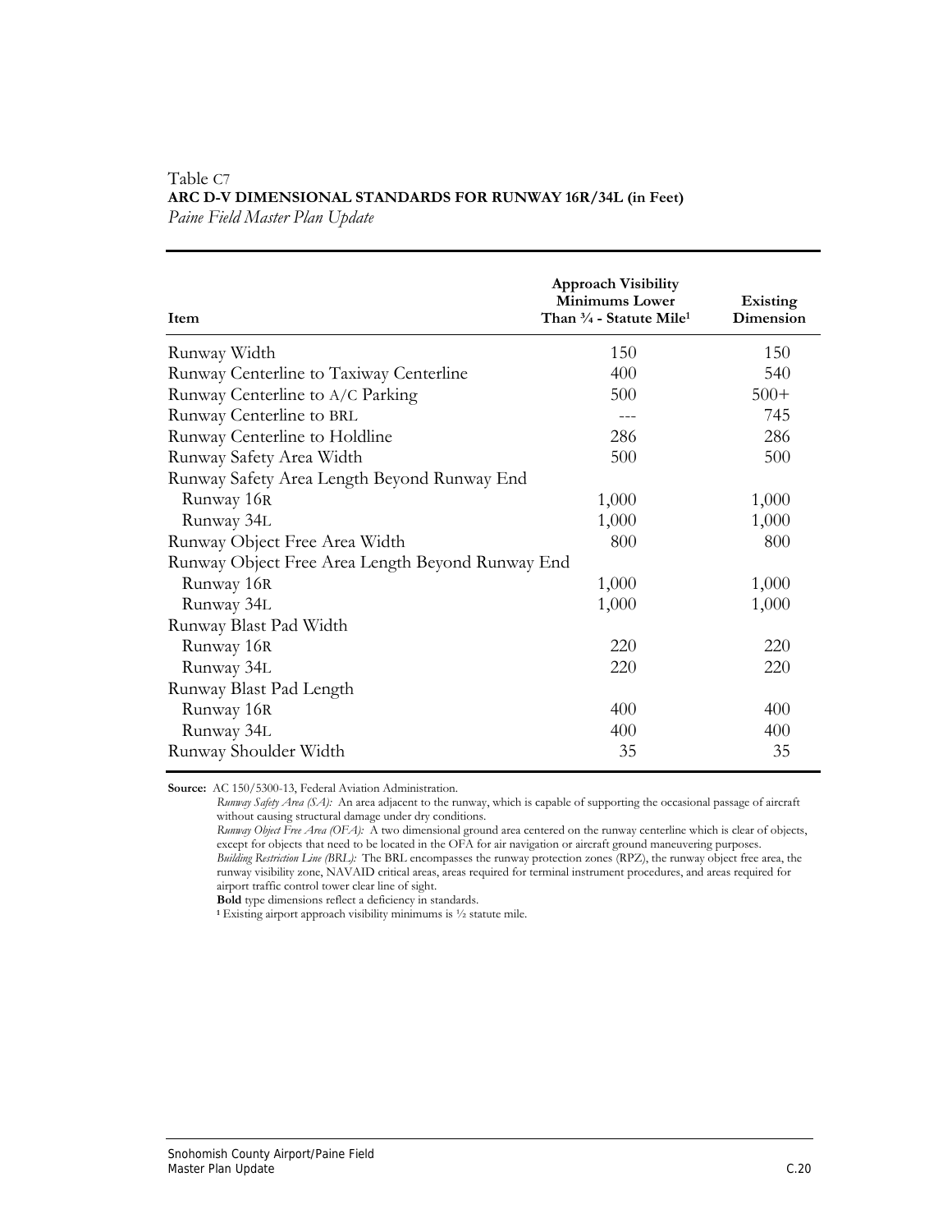Table C7
**ARC D-V DIMENSIONAL STANDARDS FOR RUNWAY 16R/34L (in Feet)**
*Paine Field Master Plan Update*

| Item | Approach Visibility Minimums Lower Than ¾ - Statute Mile[1] | Existing Dimension |
|---|---|---|
| Runway Width | 150 | 150 |
| Runway Centerline to Taxiway Centerline | 400 | 540 |
| Runway Centerline to A/C Parking | 500 | 500+ |
| Runway Centerline to BRL | --- | 745 |
| Runway Centerline to Holdline | 286 | 286 |
| Runway Safety Area Width | 500 | 500 |
| Runway Safety Area Length Beyond Runway End | | |
| Runway 16R | 1,000 | 1,000 |
| Runway 34L | 1,000 | 1,000 |
| Runway Object Free Area Width | 800 | 800 |
| Runway Object Free Area Length Beyond Runway End | | |
| Runway 16R | 1,000 | 1,000 |
| Runway 34L | 1,000 | 1,000 |
| Runway Blast Pad Width | | |
| Runway 16R | 220 | 220 |
| Runway 34L | 220 | 220 |
| Runway Blast Pad Length | | |
| Runway 16R | 400 | 400 |
| Runway 34L | 400 | 400 |
| Runway Shoulder Width | 35 | 35 |

**Source:** AC 150/5300-13, Federal Aviation Administration.

*Runway Safety Area (SA):* An area adjacent to the runway, which is capable of supporting the occasional passage of aircraft without causing structural damage under dry conditions.

*Runway Object Free Area (OFA):* A two dimensional ground area centered on the runway centerline which is clear of objects, except for objects that need to be located in the OFA for air navigation or aircraft ground maneuvering purposes.

*Building Restriction Line (BRL):* The BRL encompasses the runway protection zones (RPZ), the runway object free area, the runway visibility zone, NAVAID critical areas, areas required for terminal instrument procedures, and areas required for airport traffic control tower clear line of sight.

**Bold** type dimensions reflect a deficiency in standards.

[1] Existing airport approach visibility minimums is ½ statute mile.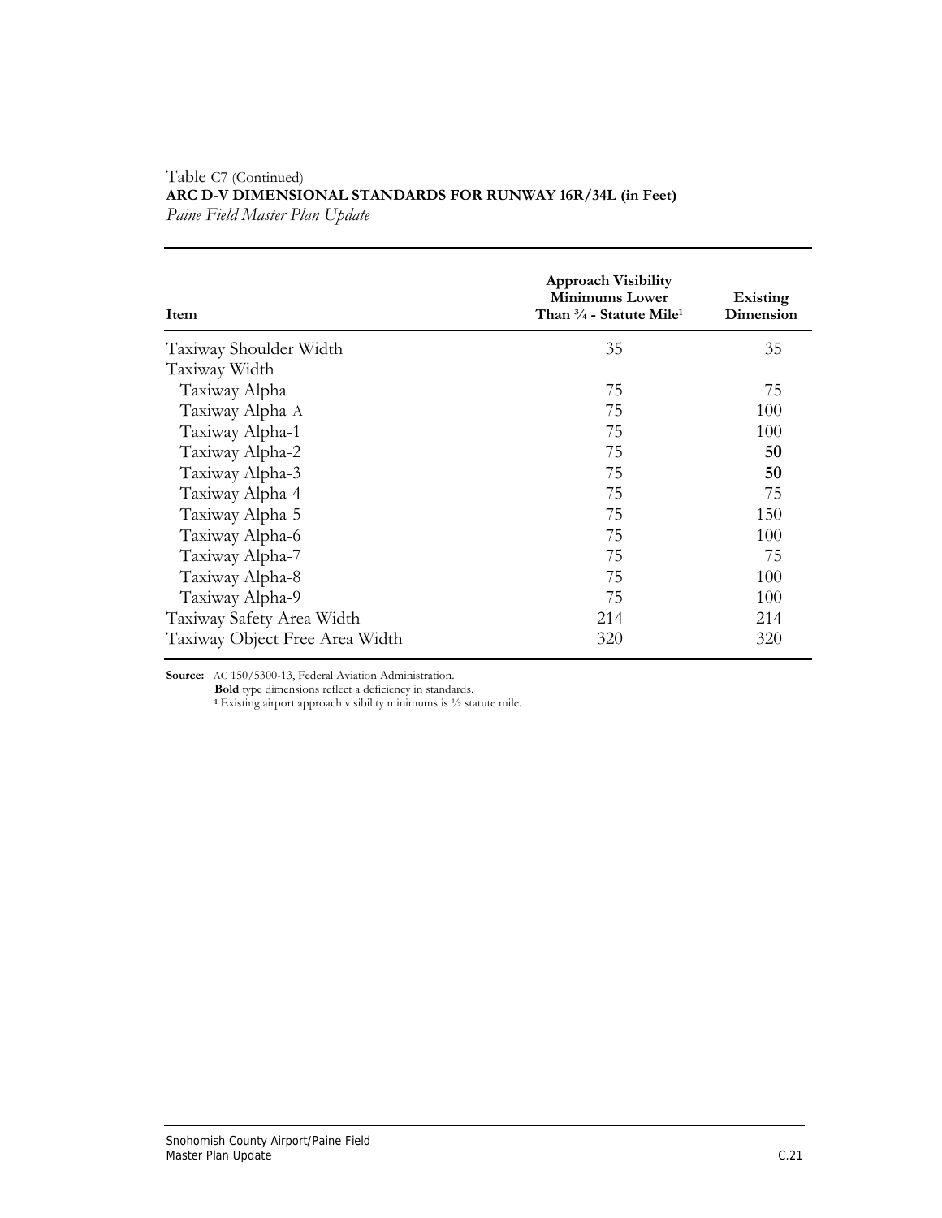Table C7 (Continued)
**ARC D-V DIMENSIONAL STANDARDS FOR RUNWAY 16R/34L (in Feet)**
*Paine Field Master Plan Update*

| Item | Approach Visibility Minimums Lower Than ¾ - Statute Mile[1] | Existing Dimension |
|---|---|---|
| Taxiway Shoulder Width | 35 | 35 |
| Taxiway Width | | |
| Taxiway Alpha | 75 | 75 |
| Taxiway Alpha-A | 75 | 100 |
| Taxiway Alpha-1 | 75 | 100 |
| Taxiway Alpha-2 | 75 | **50** |
| Taxiway Alpha-3 | 75 | **50** |
| Taxiway Alpha-4 | 75 | 75 |
| Taxiway Alpha-5 | 75 | 150 |
| Taxiway Alpha-6 | 75 | 100 |
| Taxiway Alpha-7 | 75 | 75 |
| Taxiway Alpha-8 | 75 | 100 |
| Taxiway Alpha-9 | 75 | 100 |
| Taxiway Safety Area Width | 214 | 214 |
| Taxiway Object Free Area Width | 320 | 320 |

**Source:** AC 150/5300-13, Federal Aviation Administration.
**Bold** type dimensions reflect a deficiency in standards.
[1] Existing airport approach visibility minimums is ½ statute mile.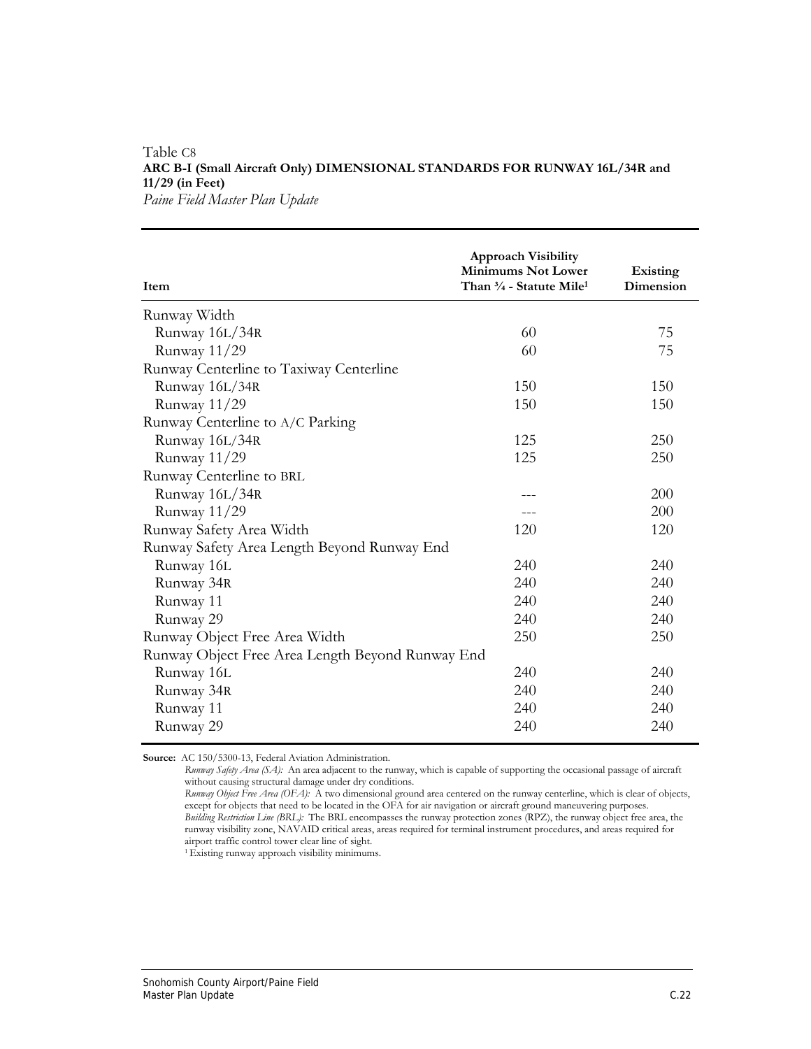Table C8

**ARC B-I (Small Aircraft Only) DIMENSIONAL STANDARDS FOR RUNWAY 16L/34R and 11/29 (in Feet)**

*Paine Field Master Plan Update*

| Item | Approach Visibility Minimums Not Lower Than ¾ - Statute Mile[1] | Existing Dimension |
|---|---|---|
| Runway Width | | |
| Runway 16L/34R | 60 | 75 |
| Runway 11/29 | 60 | 75 |
| Runway Centerline to Taxiway Centerline | | |
| Runway 16L/34R | 150 | 150 |
| Runway 11/29 | 150 | 150 |
| Runway Centerline to A/C Parking | | |
| Runway 16L/34R | 125 | 250 |
| Runway 11/29 | 125 | 250 |
| Runway Centerline to BRL | | |
| Runway 16L/34R | --- | 200 |
| Runway 11/29 | --- | 200 |
| Runway Safety Area Width | 120 | 120 |
| Runway Safety Area Length Beyond Runway End | | |
| Runway 16L | 240 | 240 |
| Runway 34R | 240 | 240 |
| Runway 11 | 240 | 240 |
| Runway 29 | 240 | 240 |
| Runway Object Free Area Width | 250 | 250 |
| Runway Object Free Area Length Beyond Runway End | | |
| Runway 16L | 240 | 240 |
| Runway 34R | 240 | 240 |
| Runway 11 | 240 | 240 |
| Runway 29 | 240 | 240 |

**Source:** AC 150/5300-13, Federal Aviation Administration.

*Runway Safety Area (SA):* An area adjacent to the runway, which is capable of supporting the occasional passage of aircraft without causing structural damage under dry conditions.

*Runway Object Free Area (OFA):* A two dimensional ground area centered on the runway centerline, which is clear of objects, except for objects that need to be located in the OFA for air navigation or aircraft ground maneuvering purposes.

*Building Restriction Line (BRL):* The BRL encompasses the runway protection zones (RPZ), the runway object free area, the runway visibility zone, NAVAID critical areas, areas required for terminal instrument procedures, and areas required for airport traffic control tower clear line of sight.

[1] Existing runway approach visibility minimums.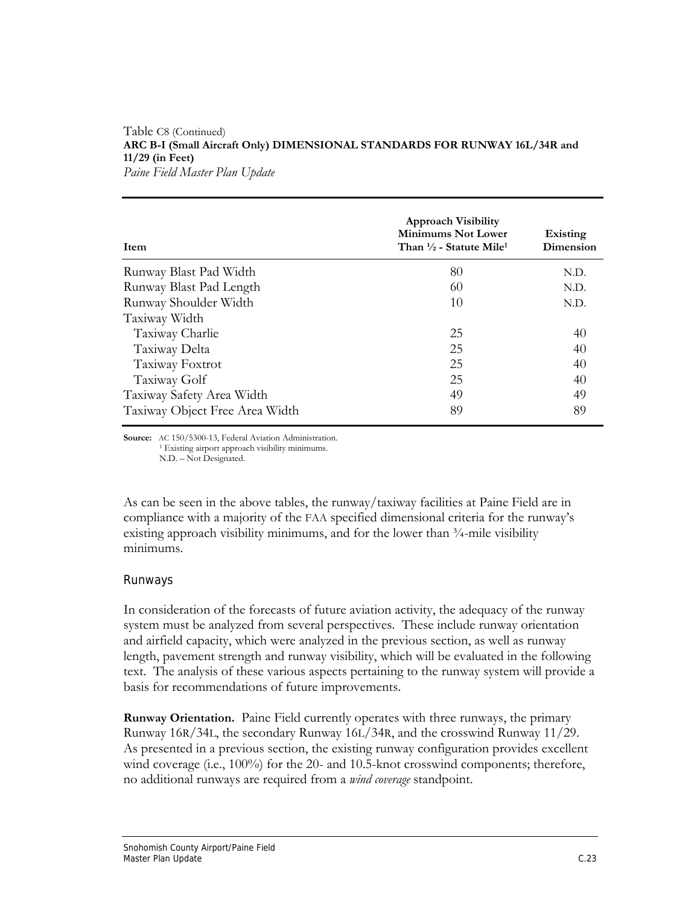Table C8 (Continued)
**ARC B-I (Small Aircraft Only) DIMENSIONAL STANDARDS FOR RUNWAY 16L/34R and 11/29 (in Feet)**
*Paine Field Master Plan Update*

| Item | Approach Visibility Minimums Not Lower Than ½ - Statute Mile[1] | Existing Dimension |
|---|---|---|
| Runway Blast Pad Width | 80 | N.D. |
| Runway Blast Pad Length | 60 | N.D. |
| Runway Shoulder Width | 10 | N.D. |
| Taxiway Width | | |
| Taxiway Charlie | 25 | 40 |
| Taxiway Delta | 25 | 40 |
| Taxiway Foxtrot | 25 | 40 |
| Taxiway Golf | 25 | 40 |
| Taxiway Safety Area Width | 49 | 49 |
| Taxiway Object Free Area Width | 89 | 89 |

**Source:** AC 150/5300-13, Federal Aviation Administration.
[1] Existing airport approach visibility minimums.
N.D. – Not Designated.

As can be seen in the above tables, the runway/taxiway facilities at Paine Field are in compliance with a majority of the FAA specified dimensional criteria for the runway's existing approach visibility minimums, and for the lower than ¾-mile visibility minimums.

## Runways

In consideration of the forecasts of future aviation activity, the adequacy of the runway system must be analyzed from several perspectives. These include runway orientation and airfield capacity, which were analyzed in the previous section, as well as runway length, pavement strength and runway visibility, which will be evaluated in the following text. The analysis of these various aspects pertaining to the runway system will provide a basis for recommendations of future improvements.

**Runway Orientation.** Paine Field currently operates with three runways, the primary Runway 16R/34L, the secondary Runway 16L/34R, and the crosswind Runway 11/29. As presented in a previous section, the existing runway configuration provides excellent wind coverage (i.e., 100%) for the 20- and 10.5-knot crosswind components; therefore, no additional runways are required from a *wind coverage* standpoint.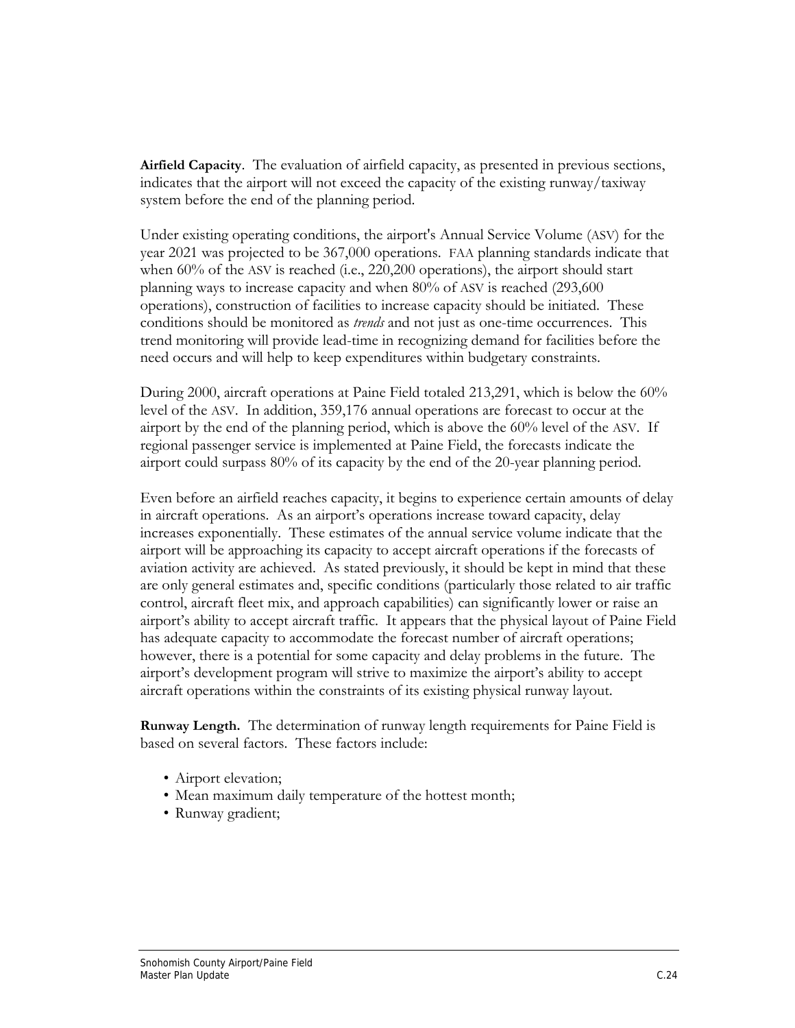**Airfield Capacity**. The evaluation of airfield capacity, as presented in previous sections, indicates that the airport will not exceed the capacity of the existing runway/taxiway system before the end of the planning period.

Under existing operating conditions, the airport's Annual Service Volume (ASV) for the year 2021 was projected to be 367,000 operations. FAA planning standards indicate that when 60% of the ASV is reached (i.e., 220,200 operations), the airport should start planning ways to increase capacity and when 80% of ASV is reached (293,600 operations), construction of facilities to increase capacity should be initiated. These conditions should be monitored as *trends* and not just as one-time occurrences. This trend monitoring will provide lead-time in recognizing demand for facilities before the need occurs and will help to keep expenditures within budgetary constraints.

During 2000, aircraft operations at Paine Field totaled 213,291, which is below the 60% level of the ASV. In addition, 359,176 annual operations are forecast to occur at the airport by the end of the planning period, which is above the 60% level of the ASV. If regional passenger service is implemented at Paine Field, the forecasts indicate the airport could surpass 80% of its capacity by the end of the 20-year planning period.

Even before an airfield reaches capacity, it begins to experience certain amounts of delay in aircraft operations. As an airport's operations increase toward capacity, delay increases exponentially. These estimates of the annual service volume indicate that the airport will be approaching its capacity to accept aircraft operations if the forecasts of aviation activity are achieved. As stated previously, it should be kept in mind that these are only general estimates and, specific conditions (particularly those related to air traffic control, aircraft fleet mix, and approach capabilities) can significantly lower or raise an airport's ability to accept aircraft traffic. It appears that the physical layout of Paine Field has adequate capacity to accommodate the forecast number of aircraft operations; however, there is a potential for some capacity and delay problems in the future. The airport's development program will strive to maximize the airport's ability to accept aircraft operations within the constraints of its existing physical runway layout.

**Runway Length.** The determination of runway length requirements for Paine Field is based on several factors. These factors include:

- Airport elevation;
- Mean maximum daily temperature of the hottest month;
- Runway gradient;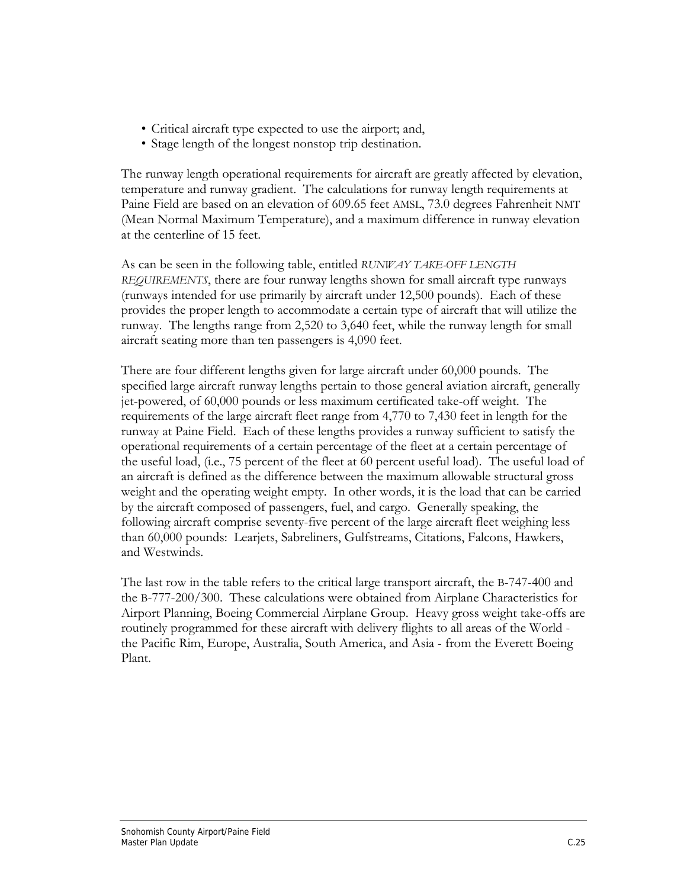- Critical aircraft type expected to use the airport; and,
- Stage length of the longest nonstop trip destination.

The runway length operational requirements for aircraft are greatly affected by elevation, temperature and runway gradient. The calculations for runway length requirements at Paine Field are based on an elevation of 609.65 feet AMSL, 73.0 degrees Fahrenheit NMT (Mean Normal Maximum Temperature), and a maximum difference in runway elevation at the centerline of 15 feet.

As can be seen in the following table, entitled *RUNWAY TAKE-OFF LENGTH REQUIREMENTS*, there are four runway lengths shown for small aircraft type runways (runways intended for use primarily by aircraft under 12,500 pounds). Each of these provides the proper length to accommodate a certain type of aircraft that will utilize the runway. The lengths range from 2,520 to 3,640 feet, while the runway length for small aircraft seating more than ten passengers is 4,090 feet.

There are four different lengths given for large aircraft under 60,000 pounds. The specified large aircraft runway lengths pertain to those general aviation aircraft, generally jet-powered, of 60,000 pounds or less maximum certificated take-off weight. The requirements of the large aircraft fleet range from 4,770 to 7,430 feet in length for the runway at Paine Field. Each of these lengths provides a runway sufficient to satisfy the operational requirements of a certain percentage of the fleet at a certain percentage of the useful load, (i.e., 75 percent of the fleet at 60 percent useful load). The useful load of an aircraft is defined as the difference between the maximum allowable structural gross weight and the operating weight empty. In other words, it is the load that can be carried by the aircraft composed of passengers, fuel, and cargo. Generally speaking, the following aircraft comprise seventy-five percent of the large aircraft fleet weighing less than 60,000 pounds: Learjets, Sabreliners, Gulfstreams, Citations, Falcons, Hawkers, and Westwinds.

The last row in the table refers to the critical large transport aircraft, the B-747-400 and the B-777-200/300. These calculations were obtained from Airplane Characteristics for Airport Planning, Boeing Commercial Airplane Group. Heavy gross weight take-offs are routinely programmed for these aircraft with delivery flights to all areas of the World - the Pacific Rim, Europe, Australia, South America, and Asia - from the Everett Boeing Plant.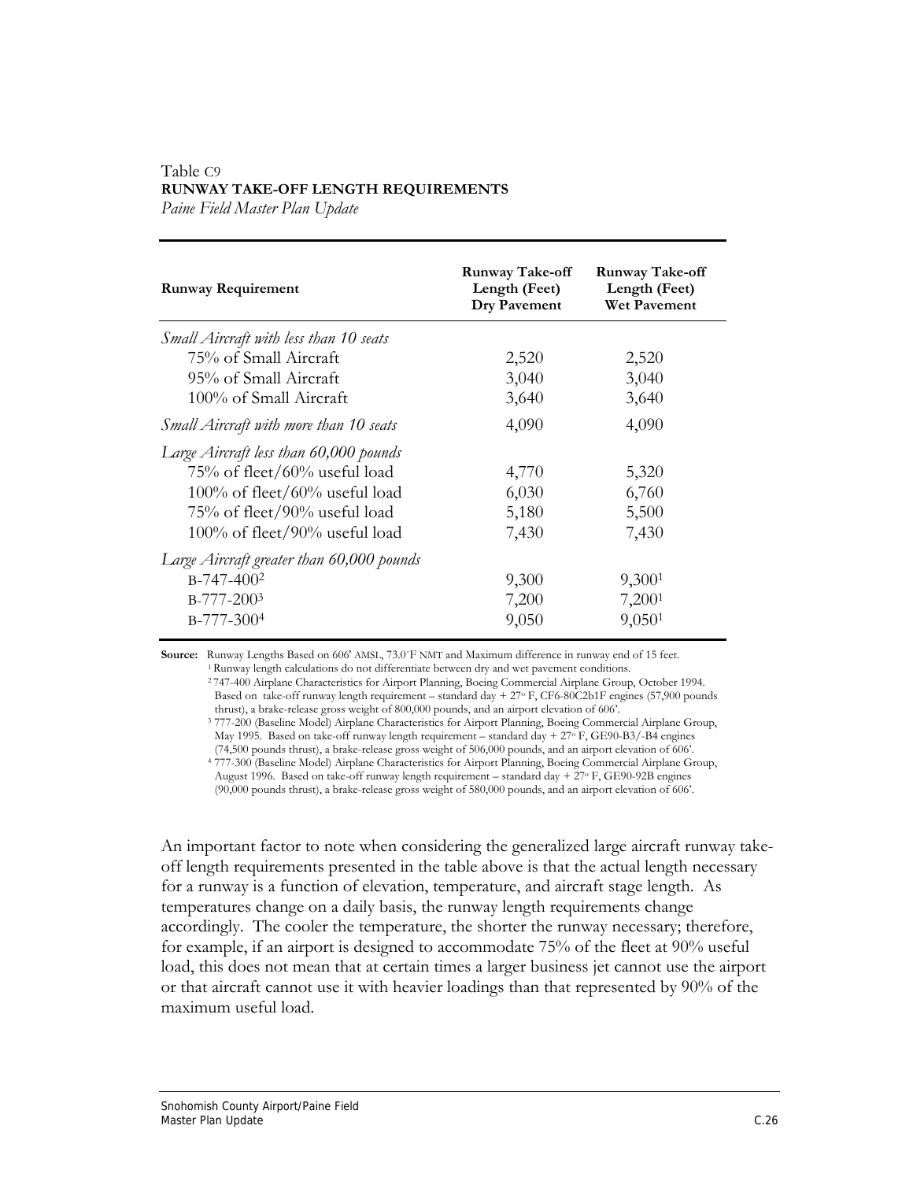Table C9
**RUNWAY TAKE-OFF LENGTH REQUIREMENTS**
*Paine Field Master Plan Update*

| Runway Requirement | Runway Take-off Length (Feet) Dry Pavement | Runway Take-off Length (Feet) Wet Pavement |
|---|---|---|
| *Small Aircraft with less than 10 seats* | | |
| 75% of Small Aircraft | 2,520 | 2,520 |
| 95% of Small Aircraft | 3,040 | 3,040 |
| 100% of Small Aircraft | 3,640 | 3,640 |
| *Small Aircraft with more than 10 seats* | 4,090 | 4,090 |
| *Large Aircraft less than 60,000 pounds* | | |
| 75% of fleet/60% useful load | 4,770 | 5,320 |
| 100% of fleet/60% useful load | 6,030 | 6,760 |
| 75% of fleet/90% useful load | 5,180 | 5,500 |
| 100% of fleet/90% useful load | 7,430 | 7,430 |
| *Large Aircraft greater than 60,000 pounds* | | |
| B-747-400[2] | 9,300 | 9,300[1] |
| B-777-200[3] | 7,200 | 7,200[1] |
| B-777-300[4] | 9,050 | 9,050[1] |

**Source:** Runway Lengths Based on 606' AMSL, 73.0˚F NMT and Maximum difference in runway end of 15 feet.
[1] Runway length calculations do not differentiate between dry and wet pavement conditions.
[2] 747-400 Airplane Characteristics for Airport Planning, Boeing Commercial Airplane Group, October 1994. Based on take-off runway length requirement – standard day + 27° F, CF6-80C2b1F engines (57,900 pounds thrust), a brake-release gross weight of 800,000 pounds, and an airport elevation of 606'.
[3] 777-200 (Baseline Model) Airplane Characteristics for Airport Planning, Boeing Commercial Airplane Group, May 1995. Based on take-off runway length requirement – standard day + 27° F, GE90-B3/-B4 engines (74,500 pounds thrust), a brake-release gross weight of 506,000 pounds, and an airport elevation of 606'.
[4] 777-300 (Baseline Model) Airplane Characteristics for Airport Planning, Boeing Commercial Airplane Group, August 1996. Based on take-off runway length requirement – standard day + 27° F, GE90-92B engines (90,000 pounds thrust), a brake-release gross weight of 580,000 pounds, and an airport elevation of 606'.

An important factor to note when considering the generalized large aircraft runway take-off length requirements presented in the table above is that the actual length necessary for a runway is a function of elevation, temperature, and aircraft stage length. As temperatures change on a daily basis, the runway length requirements change accordingly. The cooler the temperature, the shorter the runway necessary; therefore, for example, if an airport is designed to accommodate 75% of the fleet at 90% useful load, this does not mean that at certain times a larger business jet cannot use the airport or that aircraft cannot use it with heavier loadings than that represented by 90% of the maximum useful load.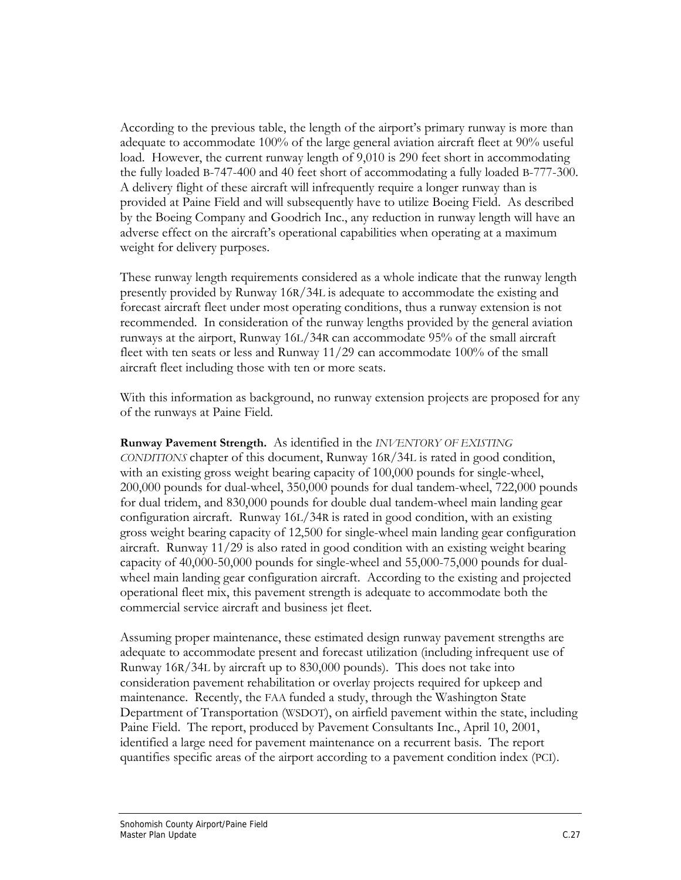According to the previous table, the length of the airport's primary runway is more than adequate to accommodate 100% of the large general aviation aircraft fleet at 90% useful load. However, the current runway length of 9,010 is 290 feet short in accommodating the fully loaded B-747-400 and 40 feet short of accommodating a fully loaded B-777-300. A delivery flight of these aircraft will infrequently require a longer runway than is provided at Paine Field and will subsequently have to utilize Boeing Field. As described by the Boeing Company and Goodrich Inc., any reduction in runway length will have an adverse effect on the aircraft's operational capabilities when operating at a maximum weight for delivery purposes.

These runway length requirements considered as a whole indicate that the runway length presently provided by Runway 16R/34L is adequate to accommodate the existing and forecast aircraft fleet under most operating conditions, thus a runway extension is not recommended. In consideration of the runway lengths provided by the general aviation runways at the airport, Runway 16L/34R can accommodate 95% of the small aircraft fleet with ten seats or less and Runway 11/29 can accommodate 100% of the small aircraft fleet including those with ten or more seats.

With this information as background, no runway extension projects are proposed for any of the runways at Paine Field.

**Runway Pavement Strength.** As identified in the *INVENTORY OF EXISTING CONDITIONS* chapter of this document, Runway 16R/34L is rated in good condition, with an existing gross weight bearing capacity of 100,000 pounds for single-wheel, 200,000 pounds for dual-wheel, 350,000 pounds for dual tandem-wheel, 722,000 pounds for dual tridem, and 830,000 pounds for double dual tandem-wheel main landing gear configuration aircraft. Runway 16L/34R is rated in good condition, with an existing gross weight bearing capacity of 12,500 for single-wheel main landing gear configuration aircraft. Runway 11/29 is also rated in good condition with an existing weight bearing capacity of 40,000-50,000 pounds for single-wheel and 55,000-75,000 pounds for dual-wheel main landing gear configuration aircraft. According to the existing and projected operational fleet mix, this pavement strength is adequate to accommodate both the commercial service aircraft and business jet fleet.

Assuming proper maintenance, these estimated design runway pavement strengths are adequate to accommodate present and forecast utilization (including infrequent use of Runway 16R/34L by aircraft up to 830,000 pounds). This does not take into consideration pavement rehabilitation or overlay projects required for upkeep and maintenance. Recently, the FAA funded a study, through the Washington State Department of Transportation (WSDOT), on airfield pavement within the state, including Paine Field. The report, produced by Pavement Consultants Inc., April 10, 2001, identified a large need for pavement maintenance on a recurrent basis. The report quantifies specific areas of the airport according to a pavement condition index (PCI).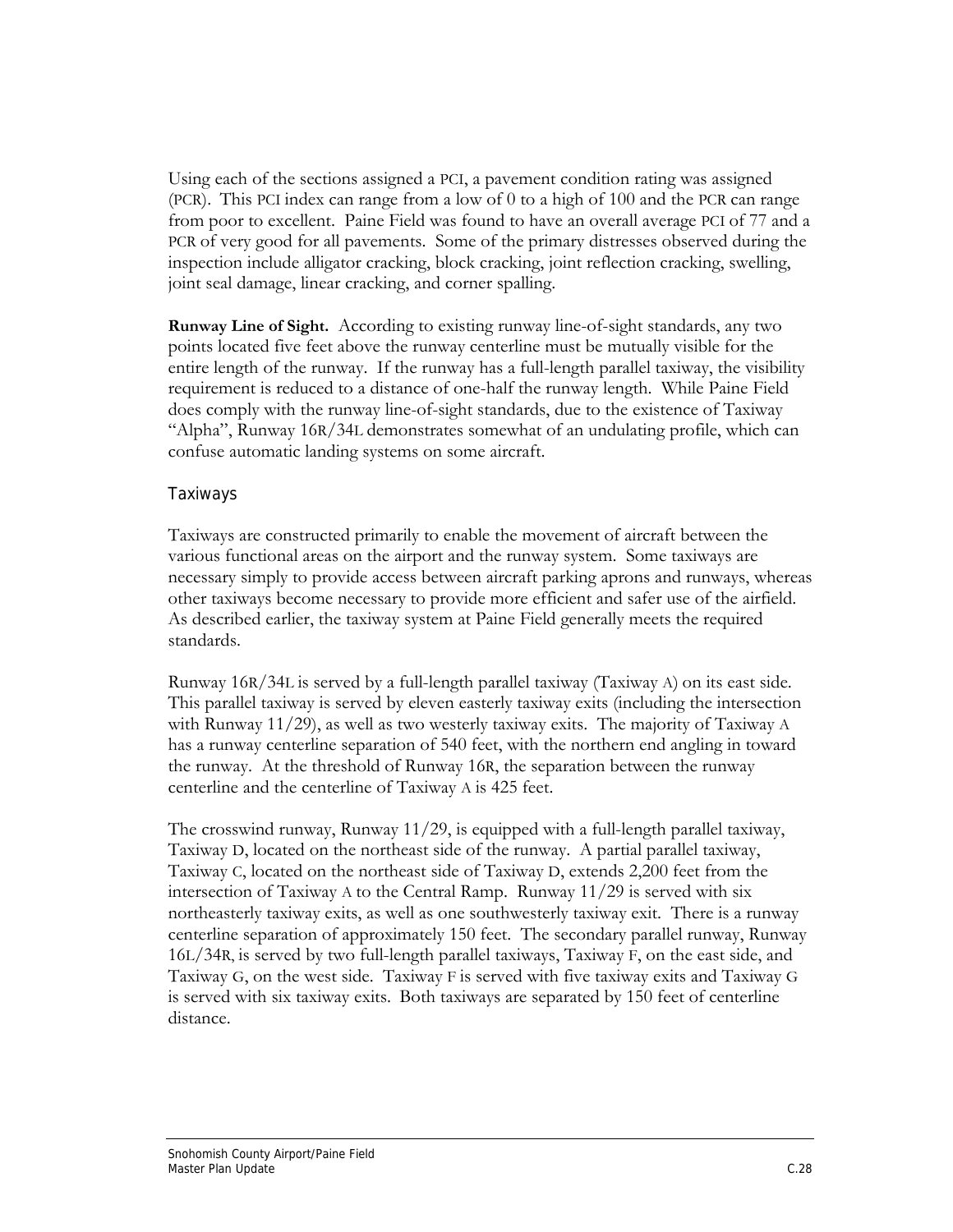Using each of the sections assigned a PCI, a pavement condition rating was assigned (PCR). This PCI index can range from a low of 0 to a high of 100 and the PCR can range from poor to excellent. Paine Field was found to have an overall average PCI of 77 and a PCR of very good for all pavements. Some of the primary distresses observed during the inspection include alligator cracking, block cracking, joint reflection cracking, swelling, joint seal damage, linear cracking, and corner spalling.

**Runway Line of Sight.** According to existing runway line-of-sight standards, any two points located five feet above the runway centerline must be mutually visible for the entire length of the runway. If the runway has a full-length parallel taxiway, the visibility requirement is reduced to a distance of one-half the runway length. While Paine Field does comply with the runway line-of-sight standards, due to the existence of Taxiway "Alpha", Runway 16R/34L demonstrates somewhat of an undulating profile, which can confuse automatic landing systems on some aircraft.

### Taxiways

Taxiways are constructed primarily to enable the movement of aircraft between the various functional areas on the airport and the runway system. Some taxiways are necessary simply to provide access between aircraft parking aprons and runways, whereas other taxiways become necessary to provide more efficient and safer use of the airfield. As described earlier, the taxiway system at Paine Field generally meets the required standards.

Runway 16R/34L is served by a full-length parallel taxiway (Taxiway A) on its east side. This parallel taxiway is served by eleven easterly taxiway exits (including the intersection with Runway 11/29), as well as two westerly taxiway exits. The majority of Taxiway A has a runway centerline separation of 540 feet, with the northern end angling in toward the runway. At the threshold of Runway 16R, the separation between the runway centerline and the centerline of Taxiway A is 425 feet.

The crosswind runway, Runway 11/29, is equipped with a full-length parallel taxiway, Taxiway D, located on the northeast side of the runway. A partial parallel taxiway, Taxiway C, located on the northeast side of Taxiway D, extends 2,200 feet from the intersection of Taxiway A to the Central Ramp. Runway 11/29 is served with six northeasterly taxiway exits, as well as one southwesterly taxiway exit. There is a runway centerline separation of approximately 150 feet. The secondary parallel runway, Runway 16L/34R, is served by two full-length parallel taxiways, Taxiway F, on the east side, and Taxiway G, on the west side. Taxiway F is served with five taxiway exits and Taxiway G is served with six taxiway exits. Both taxiways are separated by 150 feet of centerline distance.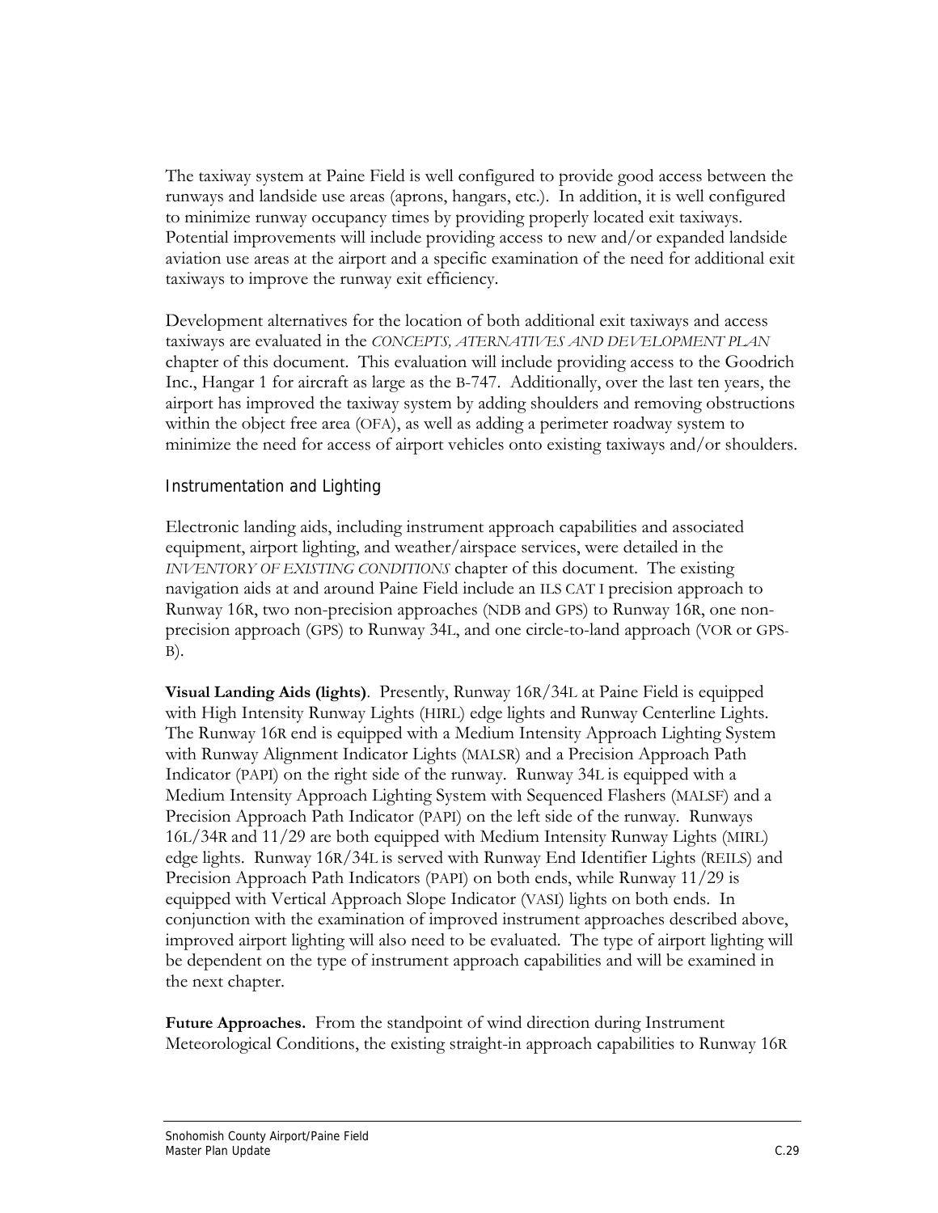The taxiway system at Paine Field is well configured to provide good access between the runways and landside use areas (aprons, hangars, etc.). In addition, it is well configured to minimize runway occupancy times by providing properly located exit taxiways. Potential improvements will include providing access to new and/or expanded landside aviation use areas at the airport and a specific examination of the need for additional exit taxiways to improve the runway exit efficiency.

Development alternatives for the location of both additional exit taxiways and access taxiways are evaluated in the *CONCEPTS, ALTERNATIVES AND DEVELOPMENT PLAN* chapter of this document. This evaluation will include providing access to the Goodrich Inc., Hangar 1 for aircraft as large as the B-747. Additionally, over the last ten years, the airport has improved the taxiway system by adding shoulders and removing obstructions within the object free area (OFA), as well as adding a perimeter roadway system to minimize the need for access of airport vehicles onto existing taxiways and/or shoulders.

### Instrumentation and Lighting

Electronic landing aids, including instrument approach capabilities and associated equipment, airport lighting, and weather/airspace services, were detailed in the *INVENTORY OF EXISTING CONDITIONS* chapter of this document. The existing navigation aids at and around Paine Field include an ILS CAT I precision approach to Runway 16R, two non-precision approaches (NDB and GPS) to Runway 16R, one non-precision approach (GPS) to Runway 34L, and one circle-to-land approach (VOR or GPS-B).

**Visual Landing Aids (lights)**. Presently, Runway 16R/34L at Paine Field is equipped with High Intensity Runway Lights (HIRL) edge lights and Runway Centerline Lights. The Runway 16R end is equipped with a Medium Intensity Approach Lighting System with Runway Alignment Indicator Lights (MALSR) and a Precision Approach Path Indicator (PAPI) on the right side of the runway. Runway 34L is equipped with a Medium Intensity Approach Lighting System with Sequenced Flashers (MALSF) and a Precision Approach Path Indicator (PAPI) on the left side of the runway. Runways 16L/34R and 11/29 are both equipped with Medium Intensity Runway Lights (MIRL) edge lights. Runway 16R/34L is served with Runway End Identifier Lights (REILS) and Precision Approach Path Indicators (PAPI) on both ends, while Runway 11/29 is equipped with Vertical Approach Slope Indicator (VASI) lights on both ends. In conjunction with the examination of improved instrument approaches described above, improved airport lighting will also need to be evaluated. The type of airport lighting will be dependent on the type of instrument approach capabilities and will be examined in the next chapter.

**Future Approaches.** From the standpoint of wind direction during Instrument Meteorological Conditions, the existing straight-in approach capabilities to Runway 16R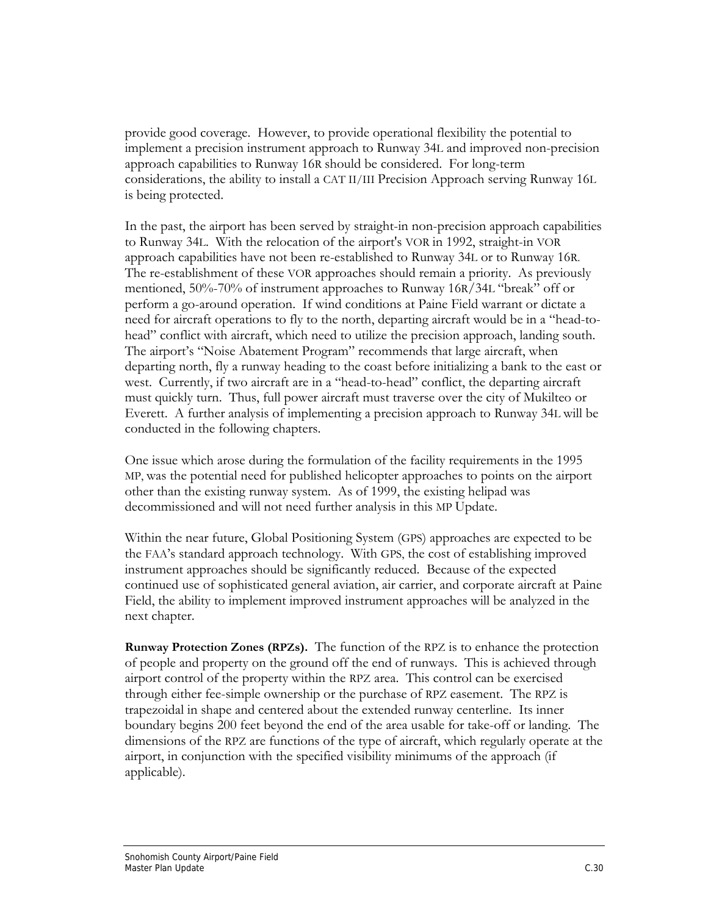provide good coverage. However, to provide operational flexibility the potential to implement a precision instrument approach to Runway 34L and improved non-precision approach capabilities to Runway 16R should be considered. For long-term considerations, the ability to install a CAT II/III Precision Approach serving Runway 16L is being protected.

In the past, the airport has been served by straight-in non-precision approach capabilities to Runway 34L. With the relocation of the airport's VOR in 1992, straight-in VOR approach capabilities have not been re-established to Runway 34L or to Runway 16R. The re-establishment of these VOR approaches should remain a priority. As previously mentioned, 50%-70% of instrument approaches to Runway 16R/34L "break" off or perform a go-around operation. If wind conditions at Paine Field warrant or dictate a need for aircraft operations to fly to the north, departing aircraft would be in a "head-to-head" conflict with aircraft, which need to utilize the precision approach, landing south. The airport's "Noise Abatement Program" recommends that large aircraft, when departing north, fly a runway heading to the coast before initializing a bank to the east or west. Currently, if two aircraft are in a "head-to-head" conflict, the departing aircraft must quickly turn. Thus, full power aircraft must traverse over the city of Mukilteo or Everett. A further analysis of implementing a precision approach to Runway 34L will be conducted in the following chapters.

One issue which arose during the formulation of the facility requirements in the 1995 MP, was the potential need for published helicopter approaches to points on the airport other than the existing runway system. As of 1999, the existing helipad was decommissioned and will not need further analysis in this MP Update.

Within the near future, Global Positioning System (GPS) approaches are expected to be the FAA's standard approach technology. With GPS, the cost of establishing improved instrument approaches should be significantly reduced. Because of the expected continued use of sophisticated general aviation, air carrier, and corporate aircraft at Paine Field, the ability to implement improved instrument approaches will be analyzed in the next chapter.

**Runway Protection Zones (RPZs).** The function of the RPZ is to enhance the protection of people and property on the ground off the end of runways. This is achieved through airport control of the property within the RPZ area. This control can be exercised through either fee-simple ownership or the purchase of RPZ easement. The RPZ is trapezoidal in shape and centered about the extended runway centerline. Its inner boundary begins 200 feet beyond the end of the area usable for take-off or landing. The dimensions of the RPZ are functions of the type of aircraft, which regularly operate at the airport, in conjunction with the specified visibility minimums of the approach (if applicable).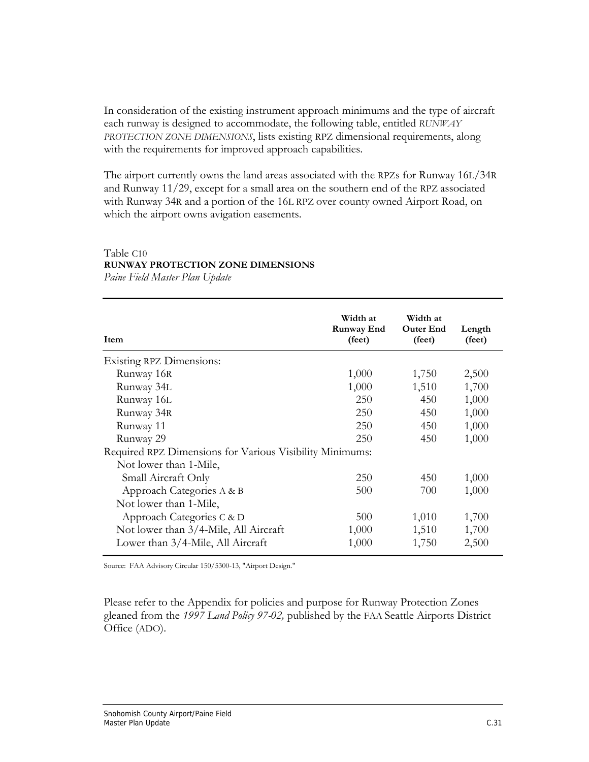In consideration of the existing instrument approach minimums and the type of aircraft each runway is designed to accommodate, the following table, entitled *RUNWAY PROTECTION ZONE DIMENSIONS*, lists existing RPZ dimensional requirements, along with the requirements for improved approach capabilities.

The airport currently owns the land areas associated with the RPZs for Runway 16L/34R and Runway 11/29, except for a small area on the southern end of the RPZ associated with Runway 34R and a portion of the 16L RPZ over county owned Airport Road, on which the airport owns avigation easements.

Table C10
**RUNWAY PROTECTION ZONE DIMENSIONS**
*Paine Field Master Plan Update*

| Item | Width at Runway End (feet) | Width at Outer End (feet) | Length (feet) |
|---|---|---|---|
| Existing RPZ Dimensions: | | | |
| Runway 16R | 1,000 | 1,750 | 2,500 |
| Runway 34L | 1,000 | 1,510 | 1,700 |
| Runway 16L | 250 | 450 | 1,000 |
| Runway 34R | 250 | 450 | 1,000 |
| Runway 11 | 250 | 450 | 1,000 |
| Runway 29 | 250 | 450 | 1,000 |
| Required RPZ Dimensions for Various Visibility Minimums: | | | |
| Not lower than 1-Mile, | | | |
| Small Aircraft Only | 250 | 450 | 1,000 |
| Approach Categories A & B | 500 | 700 | 1,000 |
| Not lower than 1-Mile, | | | |
| Approach Categories C & D | 500 | 1,010 | 1,700 |
| Not lower than 3/4-Mile, All Aircraft | 1,000 | 1,510 | 1,700 |
| Lower than 3/4-Mile, All Aircraft | 1,000 | 1,750 | 2,500 |

Source: FAA Advisory Circular 150/5300-13, "Airport Design."

Please refer to the Appendix for policies and purpose for Runway Protection Zones gleaned from the *1997 Land Policy 97-02,* published by the FAA Seattle Airports District Office (ADO).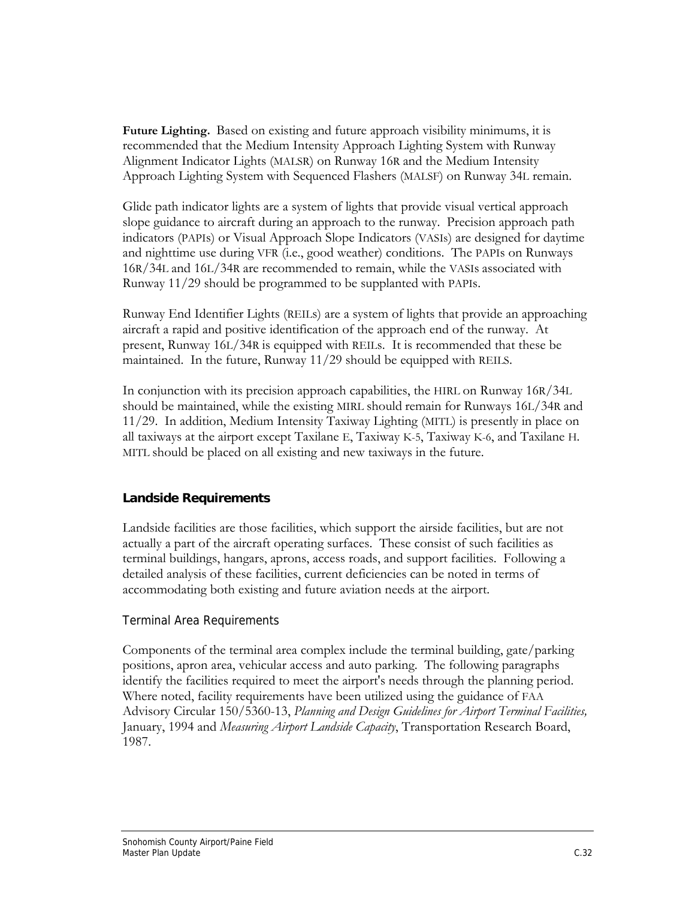**Future Lighting.** Based on existing and future approach visibility minimums, it is recommended that the Medium Intensity Approach Lighting System with Runway Alignment Indicator Lights (MALSR) on Runway 16R and the Medium Intensity Approach Lighting System with Sequenced Flashers (MALSF) on Runway 34L remain.

Glide path indicator lights are a system of lights that provide visual vertical approach slope guidance to aircraft during an approach to the runway. Precision approach path indicators (PAPIs) or Visual Approach Slope Indicators (VASIs) are designed for daytime and nighttime use during VFR (i.e., good weather) conditions. The PAPIs on Runways 16R/34L and 16L/34R are recommended to remain, while the VASIs associated with Runway 11/29 should be programmed to be supplanted with PAPIs.

Runway End Identifier Lights (REILs) are a system of lights that provide an approaching aircraft a rapid and positive identification of the approach end of the runway. At present, Runway 16L/34R is equipped with REILs. It is recommended that these be maintained. In the future, Runway 11/29 should be equipped with REILS.

In conjunction with its precision approach capabilities, the HIRL on Runway 16R/34L should be maintained, while the existing MIRL should remain for Runways 16L/34R and 11/29. In addition, Medium Intensity Taxiway Lighting (MITL) is presently in place on all taxiways at the airport except Taxilane E, Taxiway K-5, Taxiway K-6, and Taxilane H. MITL should be placed on all existing and new taxiways in the future.

## Landside Requirements

Landside facilities are those facilities, which support the airside facilities, but are not actually a part of the aircraft operating surfaces. These consist of such facilities as terminal buildings, hangars, aprons, access roads, and support facilities. Following a detailed analysis of these facilities, current deficiencies can be noted in terms of accommodating both existing and future aviation needs at the airport.

### Terminal Area Requirements

Components of the terminal area complex include the terminal building, gate/parking positions, apron area, vehicular access and auto parking. The following paragraphs identify the facilities required to meet the airport's needs through the planning period. Where noted, facility requirements have been utilized using the guidance of FAA Advisory Circular 150/5360-13, *Planning and Design Guidelines for Airport Terminal Facilities,* January, 1994 and *Measuring Airport Landside Capacity*, Transportation Research Board, 1987.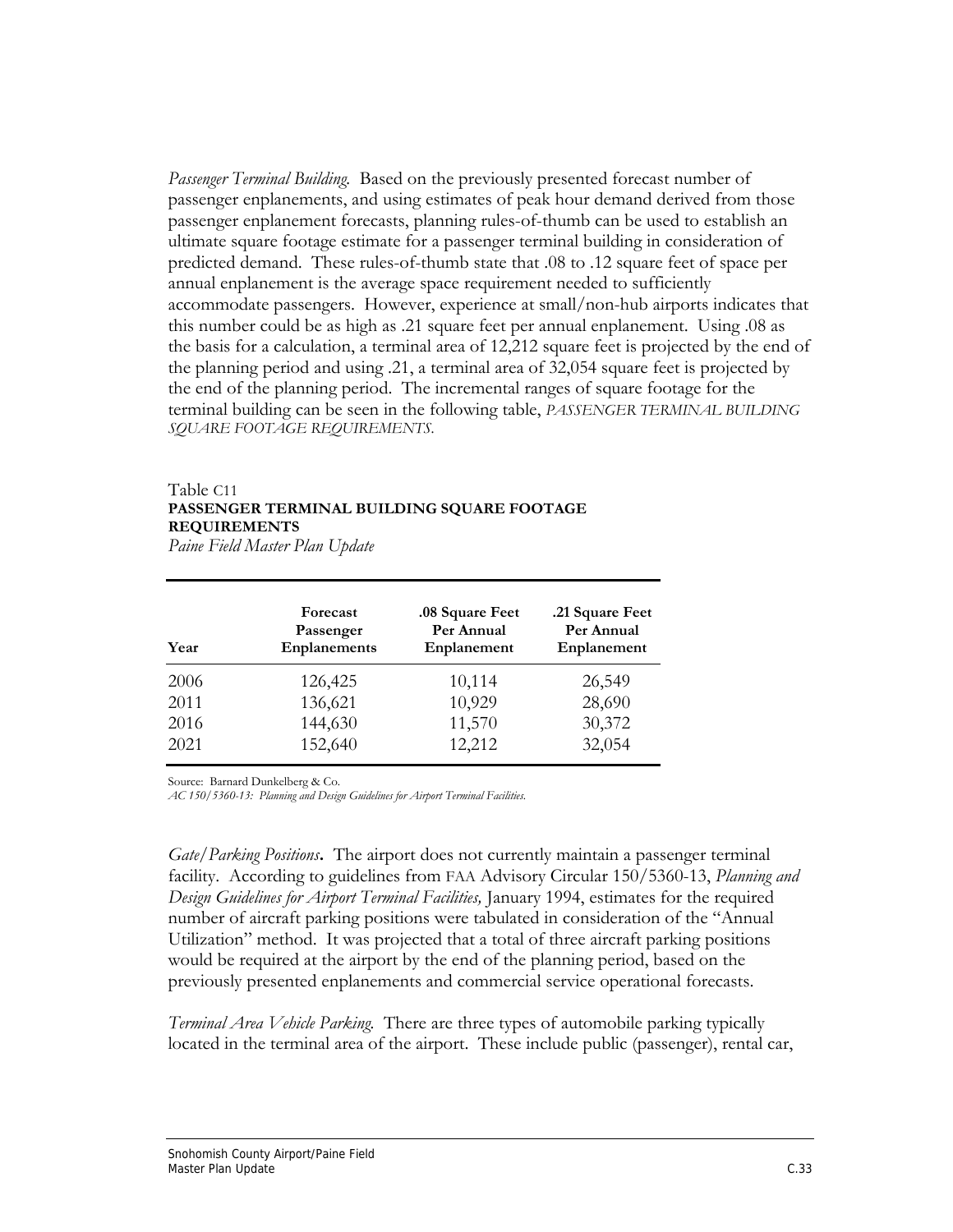*Passenger Terminal Building.* Based on the previously presented forecast number of passenger enplanements, and using estimates of peak hour demand derived from those passenger enplanement forecasts, planning rules-of-thumb can be used to establish an ultimate square footage estimate for a passenger terminal building in consideration of predicted demand. These rules-of-thumb state that .08 to .12 square feet of space per annual enplanement is the average space requirement needed to sufficiently accommodate passengers. However, experience at small/non-hub airports indicates that this number could be as high as .21 square feet per annual enplanement. Using .08 as the basis for a calculation, a terminal area of 12,212 square feet is projected by the end of the planning period and using .21, a terminal area of 32,054 square feet is projected by the end of the planning period. The incremental ranges of square footage for the terminal building can be seen in the following table, *PASSENGER TERMINAL BUILDING SQUARE FOOTAGE REQUIREMENTS.*

Table C11
**PASSENGER TERMINAL BUILDING SQUARE FOOTAGE REQUIREMENTS**
*Paine Field Master Plan Update*

| Year | Forecast Passenger Enplanements | .08 Square Feet Per Annual Enplanement | .21 Square Feet Per Annual Enplanement |
|---|---|---|---|
| 2006 | 126,425 | 10,114 | 26,549 |
| 2011 | 136,621 | 10,929 | 28,690 |
| 2016 | 144,630 | 11,570 | 30,372 |
| 2021 | 152,640 | 12,212 | 32,054 |

Source: Barnard Dunkelberg & Co.
*AC 150/5360-13: Planning and Design Guidelines for Airport Terminal Facilities.*

*Gate/Parking Positions***.** The airport does not currently maintain a passenger terminal facility. According to guidelines from FAA Advisory Circular 150/5360-13, *Planning and Design Guidelines for Airport Terminal Facilities,* January 1994, estimates for the required number of aircraft parking positions were tabulated in consideration of the "Annual Utilization" method. It was projected that a total of three aircraft parking positions would be required at the airport by the end of the planning period, based on the previously presented enplanements and commercial service operational forecasts.

*Terminal Area Vehicle Parking.* There are three types of automobile parking typically located in the terminal area of the airport. These include public (passenger), rental car,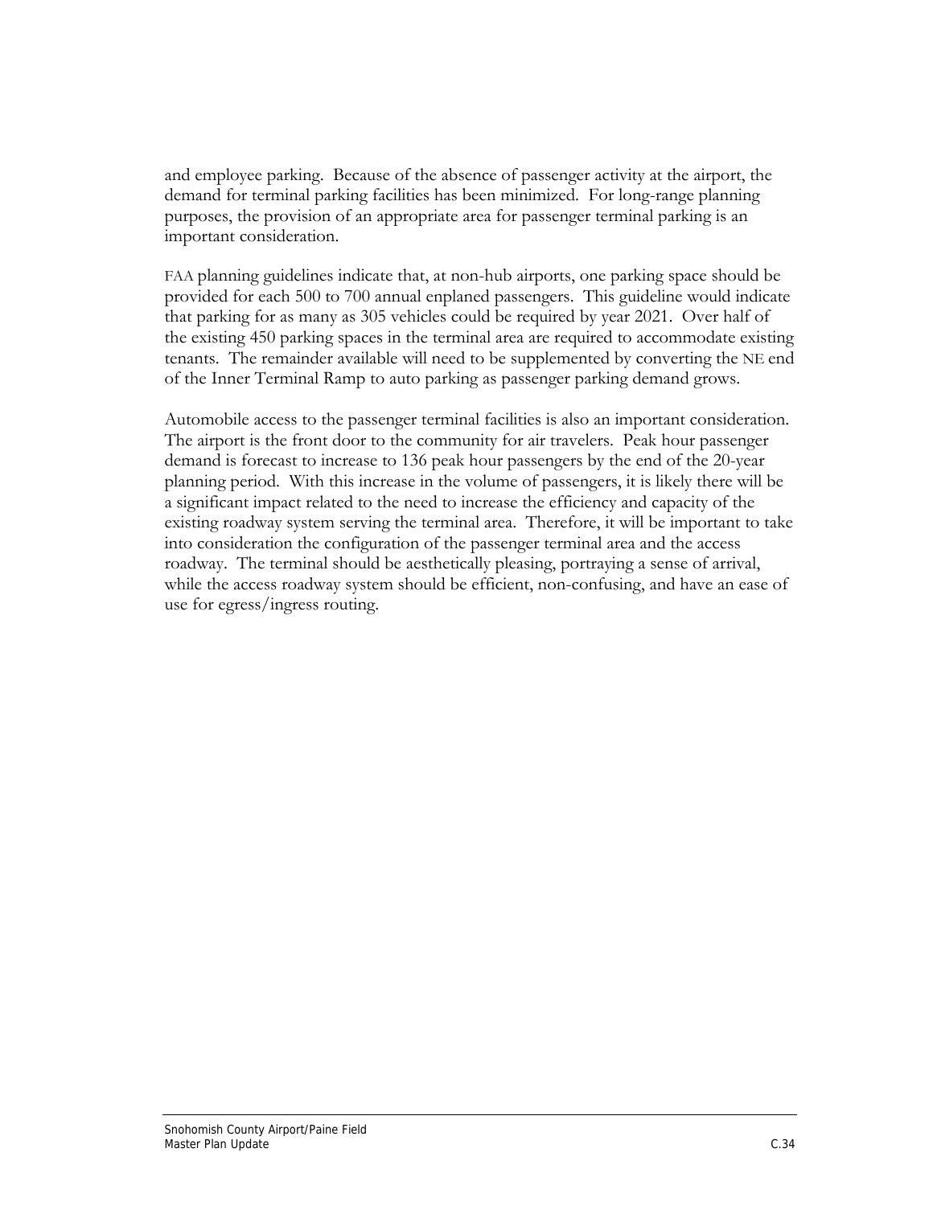and employee parking. Because of the absence of passenger activity at the airport, the demand for terminal parking facilities has been minimized. For long-range planning purposes, the provision of an appropriate area for passenger terminal parking is an important consideration.

FAA planning guidelines indicate that, at non-hub airports, one parking space should be provided for each 500 to 700 annual enplaned passengers. This guideline would indicate that parking for as many as 305 vehicles could be required by year 2021. Over half of the existing 450 parking spaces in the terminal area are required to accommodate existing tenants. The remainder available will need to be supplemented by converting the NE end of the Inner Terminal Ramp to auto parking as passenger parking demand grows.

Automobile access to the passenger terminal facilities is also an important consideration. The airport is the front door to the community for air travelers. Peak hour passenger demand is forecast to increase to 136 peak hour passengers by the end of the 20-year planning period. With this increase in the volume of passengers, it is likely there will be a significant impact related to the need to increase the efficiency and capacity of the existing roadway system serving the terminal area. Therefore, it will be important to take into consideration the configuration of the passenger terminal area and the access roadway. The terminal should be aesthetically pleasing, portraying a sense of arrival, while the access roadway system should be efficient, non-confusing, and have an ease of use for egress/ingress routing.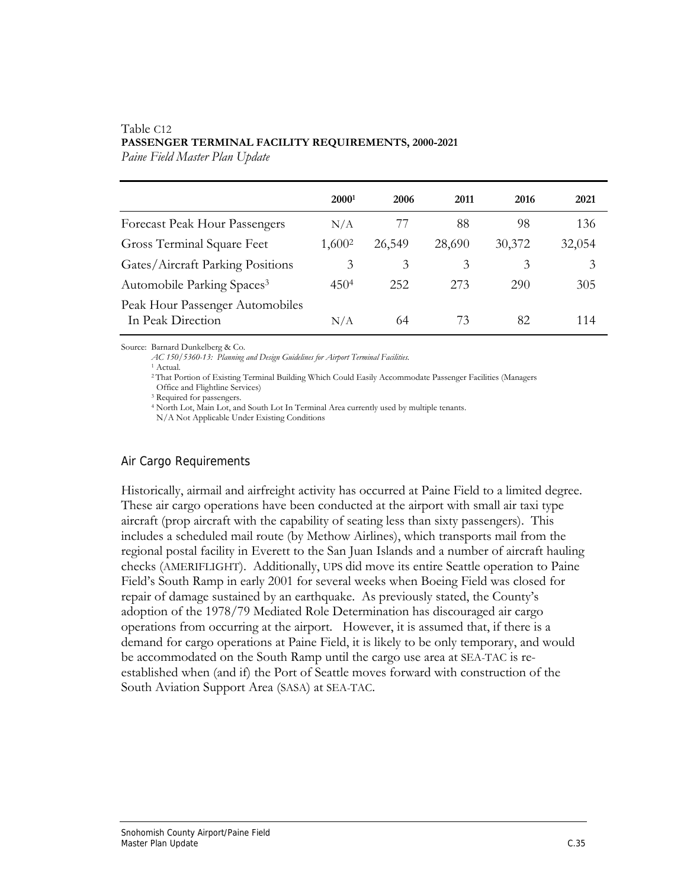Table C12
**PASSENGER TERMINAL FACILITY REQUIREMENTS, 2000-2021**
*Paine Field Master Plan Update*

| | 2000[1] | 2006 | 2011 | 2016 | 2021 |
|---|---|---|---|---|---|
| Forecast Peak Hour Passengers | N/A | 77 | 88 | 98 | 136 |
| Gross Terminal Square Feet | 1,600[2] | 26,549 | 28,690 | 30,372 | 32,054 |
| Gates/Aircraft Parking Positions | 3 | 3 | 3 | 3 | 3 |
| Automobile Parking Spaces[3] | 450[4] | 252 | 273 | 290 | 305 |
| Peak Hour Passenger Automobiles In Peak Direction | N/A | 64 | 73 | 82 | 114 |

Source: Barnard Dunkelberg & Co.
*AC 150/5360-13: Planning and Design Guidelines for Airport Terminal Facilities.*
[1] Actual.
[2] That Portion of Existing Terminal Building Which Could Easily Accommodate Passenger Facilities (Managers Office and Flightline Services)
[3] Required for passengers.
[4] North Lot, Main Lot, and South Lot In Terminal Area currently used by multiple tenants.
N/A Not Applicable Under Existing Conditions

## Air Cargo Requirements

Historically, airmail and airfreight activity has occurred at Paine Field to a limited degree. These air cargo operations have been conducted at the airport with small air taxi type aircraft (prop aircraft with the capability of seating less than sixty passengers). This includes a scheduled mail route (by Methow Airlines), which transports mail from the regional postal facility in Everett to the San Juan Islands and a number of aircraft hauling checks (AMERIFLIGHT). Additionally, UPS did move its entire Seattle operation to Paine Field's South Ramp in early 2001 for several weeks when Boeing Field was closed for repair of damage sustained by an earthquake. As previously stated, the County's adoption of the 1978/79 Mediated Role Determination has discouraged air cargo operations from occurring at the airport. However, it is assumed that, if there is a demand for cargo operations at Paine Field, it is likely to be only temporary, and would be accommodated on the South Ramp until the cargo use area at SEA-TAC is re-established when (and if) the Port of Seattle moves forward with construction of the South Aviation Support Area (SASA) at SEA-TAC.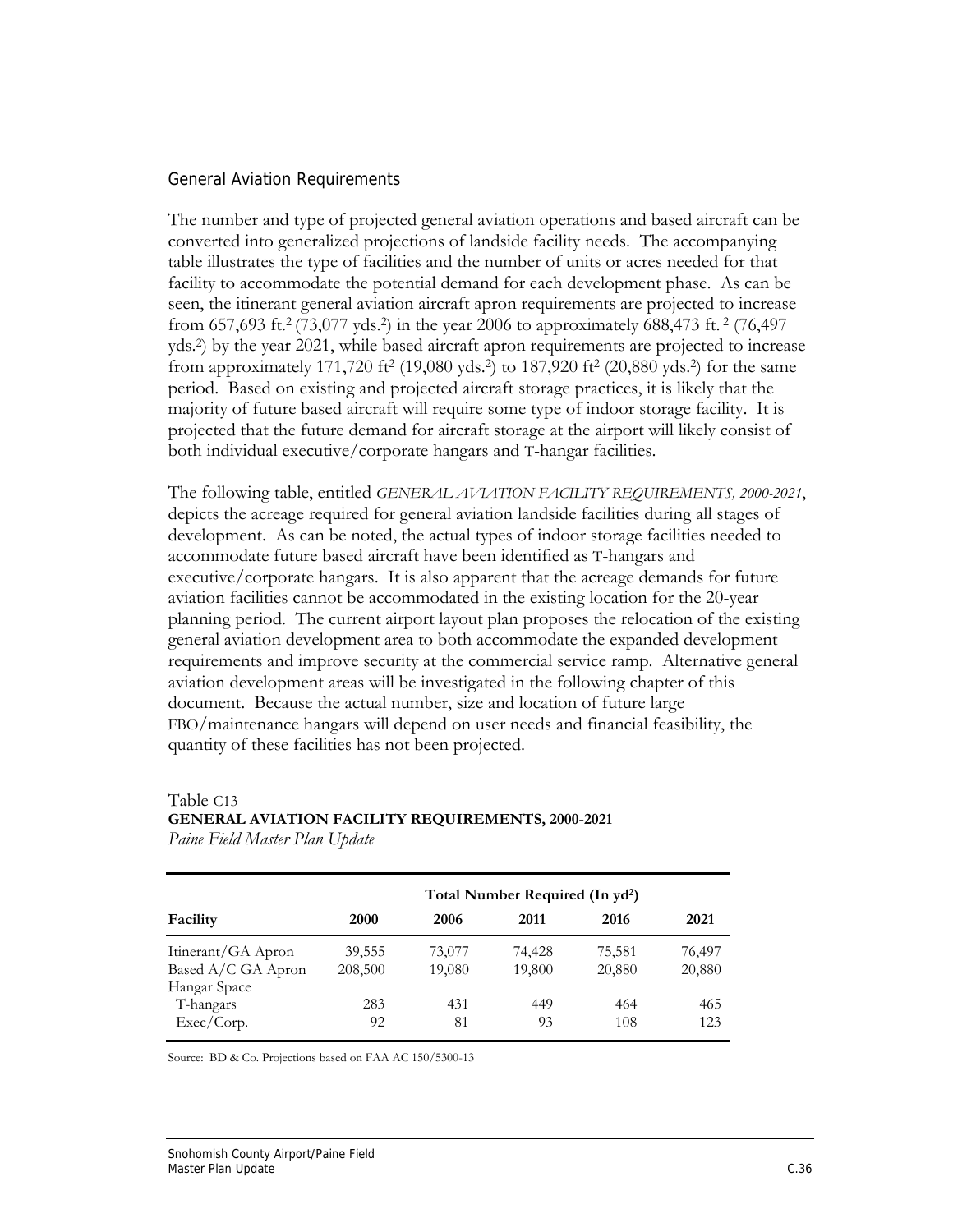### General Aviation Requirements

The number and type of projected general aviation operations and based aircraft can be converted into generalized projections of landside facility needs. The accompanying table illustrates the type of facilities and the number of units or acres needed for that facility to accommodate the potential demand for each development phase. As can be seen, the itinerant general aviation aircraft apron requirements are projected to increase from 657,693 ft.$^2$ (73,077 yds.$^2$) in the year 2006 to approximately 688,473 ft.$^2$ (76,497 yds.$^2$) by the year 2021, while based aircraft apron requirements are projected to increase from approximately 171,720 ft$^2$ (19,080 yds.$^2$) to 187,920 ft$^2$ (20,880 yds.$^2$) for the same period. Based on existing and projected aircraft storage practices, it is likely that the majority of future based aircraft will require some type of indoor storage facility. It is projected that the future demand for aircraft storage at the airport will likely consist of both individual executive/corporate hangars and T-hangar facilities.

The following table, entitled *GENERAL AVIATION FACILITY REQUIREMENTS, 2000-2021*, depicts the acreage required for general aviation landside facilities during all stages of development. As can be noted, the actual types of indoor storage facilities needed to accommodate future based aircraft have been identified as T-hangars and executive/corporate hangars. It is also apparent that the acreage demands for future aviation facilities cannot be accommodated in the existing location for the 20-year planning period. The current airport layout plan proposes the relocation of the existing general aviation development area to both accommodate the expanded development requirements and improve security at the commercial service ramp. Alternative general aviation development areas will be investigated in the following chapter of this document. Because the actual number, size and location of future large FBO/maintenance hangars will depend on user needs and financial feasibility, the quantity of these facilities has not been projected.

Table C13
**GENERAL AVIATION FACILITY REQUIREMENTS, 2000-2021**
*Paine Field Master Plan Update*

| | **Total Number Required (In yd$^2$)** | | | | |
|---|---|---|---|---|---|
| **Facility** | **2000** | **2006** | **2011** | **2016** | **2021** |
| Itinerant/GA Apron | 39,555 | 73,077 | 74,428 | 75,581 | 76,497 |
| Based A/C GA Apron | 208,500 | 19,080 | 19,800 | 20,880 | 20,880 |
| Hangar Space | | | | | |
| T-hangars | 283 | 431 | 449 | 464 | 465 |
| Exec/Corp. | 92 | 81 | 93 | 108 | 123 |

Source: BD & Co. Projections based on FAA AC 150/5300-13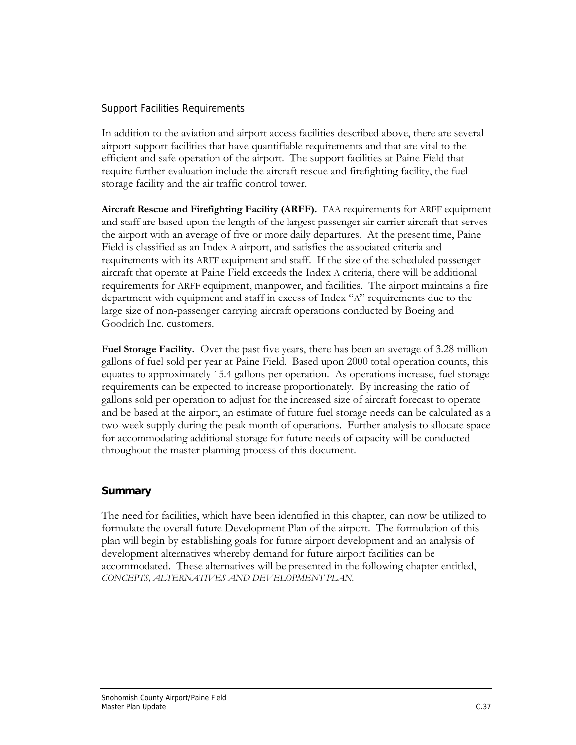### Support Facilities Requirements

In addition to the aviation and airport access facilities described above, there are several airport support facilities that have quantifiable requirements and that are vital to the efficient and safe operation of the airport. The support facilities at Paine Field that require further evaluation include the aircraft rescue and firefighting facility, the fuel storage facility and the air traffic control tower.

**Aircraft Rescue and Firefighting Facility (ARFF).** FAA requirements for ARFF equipment and staff are based upon the length of the largest passenger air carrier aircraft that serves the airport with an average of five or more daily departures. At the present time, Paine Field is classified as an Index A airport, and satisfies the associated criteria and requirements with its ARFF equipment and staff. If the size of the scheduled passenger aircraft that operate at Paine Field exceeds the Index A criteria, there will be additional requirements for ARFF equipment, manpower, and facilities. The airport maintains a fire department with equipment and staff in excess of Index "A" requirements due to the large size of non-passenger carrying aircraft operations conducted by Boeing and Goodrich Inc. customers.

**Fuel Storage Facility.** Over the past five years, there has been an average of 3.28 million gallons of fuel sold per year at Paine Field. Based upon 2000 total operation counts, this equates to approximately 15.4 gallons per operation. As operations increase, fuel storage requirements can be expected to increase proportionately. By increasing the ratio of gallons sold per operation to adjust for the increased size of aircraft forecast to operate and be based at the airport, an estimate of future fuel storage needs can be calculated as a two-week supply during the peak month of operations. Further analysis to allocate space for accommodating additional storage for future needs of capacity will be conducted throughout the master planning process of this document.

## Summary

The need for facilities, which have been identified in this chapter, can now be utilized to formulate the overall future Development Plan of the airport. The formulation of this plan will begin by establishing goals for future airport development and an analysis of development alternatives whereby demand for future airport facilities can be accommodated. These alternatives will be presented in the following chapter entitled, *CONCEPTS, ALTERNATIVES AND DEVELOPMENT PLAN.*